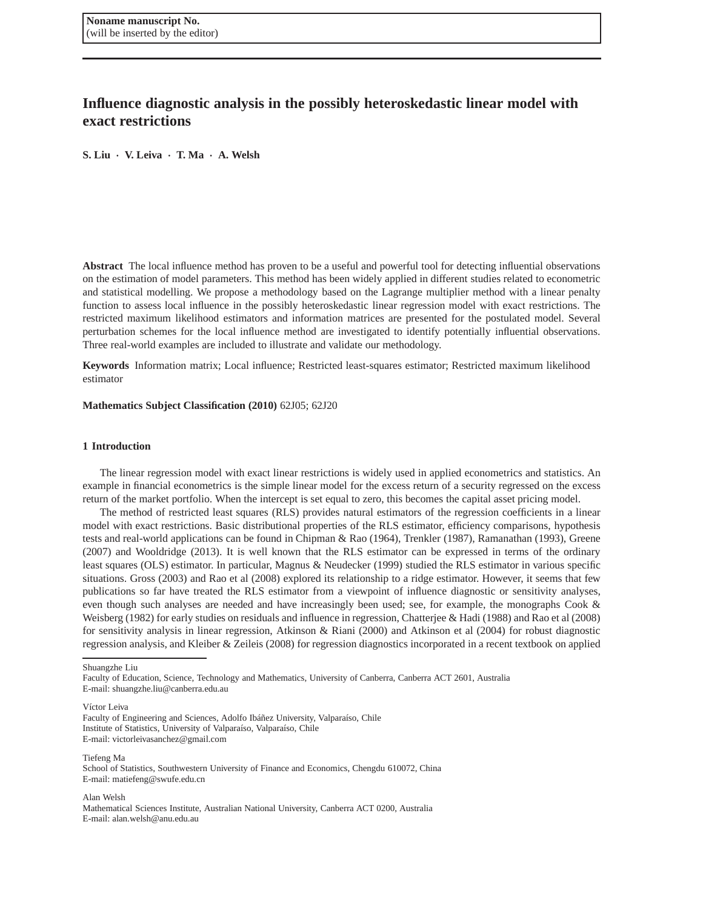Noname manuscript No.
(will be inserted by the editor)

# Influence diagnostic analysis in the possibly heteroskedastic linear model with exact restrictions

**S. Liu · V. Leiva · T. Ma · A. Welsh**

**Abstract** The local influence method has proven to be a useful and powerful tool for detecting influential observations on the estimation of model parameters. This method has been widely applied in different studies related to econometric and statistical modelling. We propose a methodology based on the Lagrange multiplier method with a linear penalty function to assess local influence in the possibly heteroskedastic linear regression model with exact restrictions. The restricted maximum likelihood estimators and information matrices are presented for the postulated model. Several perturbation schemes for the local influence method are investigated to identify potentially influential observations. Three real-world examples are included to illustrate and validate our methodology.

**Keywords** Information matrix; Local influence; Restricted least-squares estimator; Restricted maximum likelihood estimator

**Mathematics Subject Classification (2010)** 62J05; 62J20

## 1 Introduction

The linear regression model with exact linear restrictions is widely used in applied econometrics and statistics. An example in financial econometrics is the simple linear model for the excess return of a security regressed on the excess return of the market portfolio. When the intercept is set equal to zero, this becomes the capital asset pricing model.

The method of restricted least squares (RLS) provides natural estimators of the regression coefficients in a linear model with exact restrictions. Basic distributional properties of the RLS estimator, efficiency comparisons, hypothesis tests and real-world applications can be found in Chipman & Rao (1964), Trenkler (1987), Ramanathan (1993), Greene (2007) and Wooldridge (2013). It is well known that the RLS estimator can be expressed in terms of the ordinary least squares (OLS) estimator. In particular, Magnus & Neudecker (1999) studied the RLS estimator in various specific situations. Gross (2003) and Rao et al (2008) explored its relationship to a ridge estimator. However, it seems that few publications so far have treated the RLS estimator from a viewpoint of influence diagnostic or sensitivity analyses, even though such analyses are needed and have increasingly been used; see, for example, the monographs Cook & Weisberg (1982) for early studies on residuals and influence in regression, Chatterjee & Hadi (1988) and Rao et al (2008) for sensitivity analysis in linear regression, Atkinson & Riani (2000) and Atkinson et al (2004) for robust diagnostic regression analysis, and Kleiber & Zeileis (2008) for regression diagnostics incorporated in a recent textbook on applied

Shuangzhe Liu
Faculty of Education, Science, Technology and Mathematics, University of Canberra, Canberra ACT 2601, Australia
E-mail: shuangzhe.liu@canberra.edu.au

Víctor Leiva
Faculty of Engineering and Sciences, Adolfo Ibáñez University, Valparaíso, Chile
Institute of Statistics, University of Valparaíso, Valparaíso, Chile
E-mail: victorleivasanchez@gmail.com

Tiefeng Ma
School of Statistics, Southwestern University of Finance and Economics, Chengdu 610072, China
E-mail: matiefeng@swufe.edu.cn

Alan Welsh
Mathematical Sciences Institute, Australian National University, Canberra ACT 0200, Australia
E-mail: alan.welsh@anu.edu.au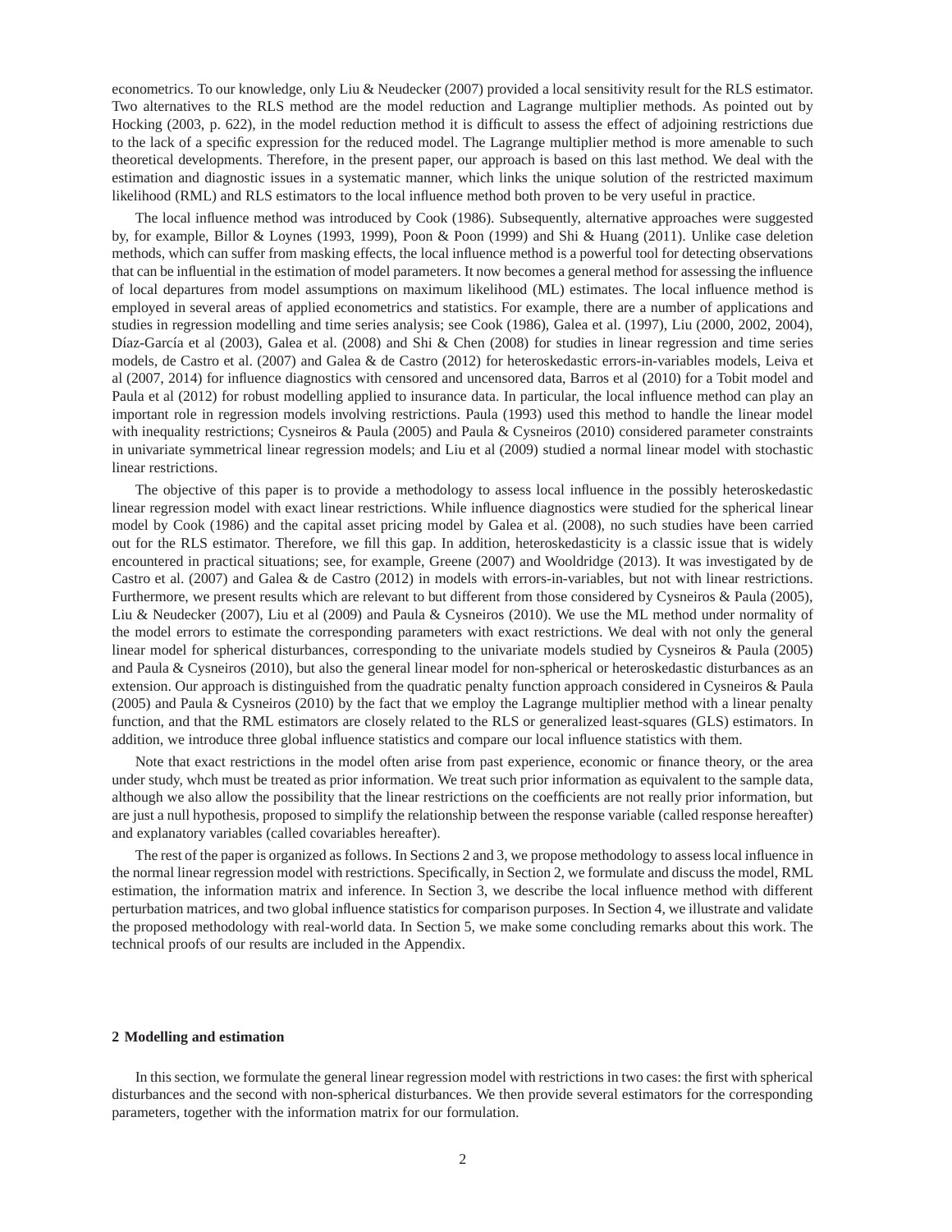econometrics. To our knowledge, only Liu & Neudecker (2007) provided a local sensitivity result for the RLS estimator. Two alternatives to the RLS method are the model reduction and Lagrange multiplier methods. As pointed out by Hocking (2003, p. 622), in the model reduction method it is difficult to assess the effect of adjoining restrictions due to the lack of a specific expression for the reduced model. The Lagrange multiplier method is more amenable to such theoretical developments. Therefore, in the present paper, our approach is based on this last method. We deal with the estimation and diagnostic issues in a systematic manner, which links the unique solution of the restricted maximum likelihood (RML) and RLS estimators to the local influence method both proven to be very useful in practice.

The local influence method was introduced by Cook (1986). Subsequently, alternative approaches were suggested by, for example, Billor & Loynes (1993, 1999), Poon & Poon (1999) and Shi & Huang (2011). Unlike case deletion methods, which can suffer from masking effects, the local influence method is a powerful tool for detecting observations that can be influential in the estimation of model parameters. It now becomes a general method for assessing the influence of local departures from model assumptions on maximum likelihood (ML) estimates. The local influence method is employed in several areas of applied econometrics and statistics. For example, there are a number of applications and studies in regression modelling and time series analysis; see Cook (1986), Galea et al. (1997), Liu (2000, 2002, 2004), Díaz-García et al (2003), Galea et al. (2008) and Shi & Chen (2008) for studies in linear regression and time series models, de Castro et al. (2007) and Galea & de Castro (2012) for heteroskedastic errors-in-variables models, Leiva et al (2007, 2014) for influence diagnostics with censored and uncensored data, Barros et al (2010) for a Tobit model and Paula et al (2012) for robust modelling applied to insurance data. In particular, the local influence method can play an important role in regression models involving restrictions. Paula (1993) used this method to handle the linear model with inequality restrictions; Cysneiros & Paula (2005) and Paula & Cysneiros (2010) considered parameter constraints in univariate symmetrical linear regression models; and Liu et al (2009) studied a normal linear model with stochastic linear restrictions.

The objective of this paper is to provide a methodology to assess local influence in the possibly heteroskedastic linear regression model with exact linear restrictions. While influence diagnostics were studied for the spherical linear model by Cook (1986) and the capital asset pricing model by Galea et al. (2008), no such studies have been carried out for the RLS estimator. Therefore, we fill this gap. In addition, heteroskedasticity is a classic issue that is widely encountered in practical situations; see, for example, Greene (2007) and Wooldridge (2013). It was investigated by de Castro et al. (2007) and Galea & de Castro (2012) in models with errors-in-variables, but not with linear restrictions. Furthermore, we present results which are relevant to but different from those considered by Cysneiros & Paula (2005), Liu & Neudecker (2007), Liu et al (2009) and Paula & Cysneiros (2010). We use the ML method under normality of the model errors to estimate the corresponding parameters with exact restrictions. We deal with not only the general linear model for spherical disturbances, corresponding to the univariate models studied by Cysneiros & Paula (2005) and Paula & Cysneiros (2010), but also the general linear model for non-spherical or heteroskedastic disturbances as an extension. Our approach is distinguished from the quadratic penalty function approach considered in Cysneiros & Paula (2005) and Paula & Cysneiros (2010) by the fact that we employ the Lagrange multiplier method with a linear penalty function, and that the RML estimators are closely related to the RLS or generalized least-squares (GLS) estimators. In addition, we introduce three global influence statistics and compare our local influence statistics with them.

Note that exact restrictions in the model often arise from past experience, economic or finance theory, or the area under study, whch must be treated as prior information. We treat such prior information as equivalent to the sample data, although we also allow the possibility that the linear restrictions on the coefficients are not really prior information, but are just a null hypothesis, proposed to simplify the relationship between the response variable (called response hereafter) and explanatory variables (called covariables hereafter).

The rest of the paper is organized as follows. In Sections 2 and 3, we propose methodology to assess local influence in the normal linear regression model with restrictions. Specifically, in Section 2, we formulate and discuss the model, RML estimation, the information matrix and inference. In Section 3, we describe the local influence method with different perturbation matrices, and two global influence statistics for comparison purposes. In Section 4, we illustrate and validate the proposed methodology with real-world data. In Section 5, we make some concluding remarks about this work. The technical proofs of our results are included in the Appendix.

## 2 Modelling and estimation

In this section, we formulate the general linear regression model with restrictions in two cases: the first with spherical disturbances and the second with non-spherical disturbances. We then provide several estimators for the corresponding parameters, together with the information matrix for our formulation.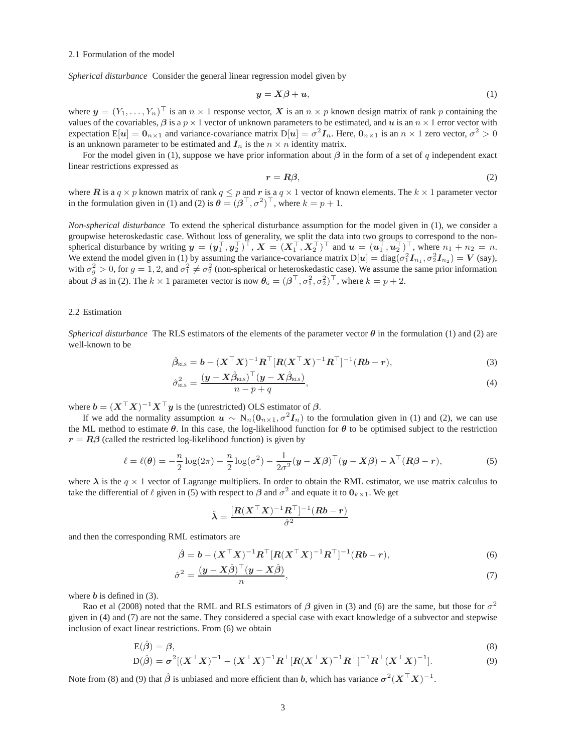### 2.1 Formulation of the model

*Spherical disturbance* Consider the general linear regression model given by

$$\boldsymbol{y} = \boldsymbol{X}\boldsymbol{\beta} + \boldsymbol{u}, \tag{1}$$

where $\boldsymbol{y} = (Y_1, \ldots, Y_n)^\top$ is an $n \times 1$ response vector, $\boldsymbol{X}$ is an $n \times p$ known design matrix of rank $p$ containing the values of the covariables, $\boldsymbol{\beta}$ is a $p \times 1$ vector of unknown parameters to be estimated, and $\boldsymbol{u}$ is an $n \times 1$ error vector with expectation $\mathrm{E}[\boldsymbol{u}] = \boldsymbol{0}_{n\times 1}$ and variance-covariance matrix $\mathrm{D}[\boldsymbol{u}] = \sigma^2 \boldsymbol{I}_n$. Here, $\boldsymbol{0}_{n\times 1}$ is an $n \times 1$ zero vector, $\sigma^2 > 0$ is an unknown parameter to be estimated and $\boldsymbol{I}_n$ is the $n \times n$ identity matrix.

For the model given in (1), suppose we have prior information about $\boldsymbol{\beta}$ in the form of a set of $q$ independent exact linear restrictions expressed as

$$\boldsymbol{r} = \boldsymbol{R}\boldsymbol{\beta}, \tag{2}$$

where $\boldsymbol{R}$ is a $q \times p$ known matrix of rank $q \leq p$ and $\boldsymbol{r}$ is a $q \times 1$ vector of known elements. The $k \times 1$ parameter vector in the formulation given in (1) and (2) is $\boldsymbol{\theta} = (\boldsymbol{\beta}^\top, \sigma^2)^\top$, where $k = p + 1$.

*Non-spherical disturbance* To extend the spherical disturbance assumption for the model given in (1), we consider a groupwise heteroskedastic case. Without loss of generality, we split the data into two groups to correspond to the non-spherical disturbance by writing $\boldsymbol{y} = (\boldsymbol{y}_1^\top, \boldsymbol{y}_2^\top)^\top$, $\boldsymbol{X} = (\boldsymbol{X}_1^\top, \boldsymbol{X}_2^\top)^\top$ and $\boldsymbol{u} = (\boldsymbol{u}_1^\top, \boldsymbol{u}_2^\top)^\top$, where $n_1 + n_2 = n$. We extend the model given in (1) by assuming the variance-covariance matrix $\mathrm{D}[\boldsymbol{u}] = \mathrm{diag}(\sigma_1^2 \boldsymbol{I}_{n_1}, \sigma_2^2 \boldsymbol{I}_{n_2}) = \boldsymbol{V}$ (say), with $\sigma_g^2 > 0$, for $g = 1, 2$, and $\sigma_1^2 \neq \sigma_2^2$ (non-spherical or heteroskedastic case). We assume the same prior information about $\boldsymbol{\beta}$ as in (2). The $k \times 1$ parameter vector is now $\boldsymbol{\theta}_{\mathrm{G}} = (\boldsymbol{\beta}^\top, \sigma_1^2, \sigma_2^2)^\top$, where $k = p + 2$.

### 2.2 Estimation

*Spherical disturbance* The RLS estimators of the elements of the parameter vector $\boldsymbol{\theta}$ in the formulation (1) and (2) are well-known to be

$$\hat{\boldsymbol{\beta}}_{\mathrm{RLS}} = \boldsymbol{b} - (\boldsymbol{X}^\top \boldsymbol{X})^{-1} \boldsymbol{R}^\top [\boldsymbol{R}(\boldsymbol{X}^\top \boldsymbol{X})^{-1} \boldsymbol{R}^\top]^{-1} (\boldsymbol{R}\boldsymbol{b} - \boldsymbol{r}), \tag{3}$$

$$\hat{\sigma}^2_{\mathrm{RLS}} = \frac{(\boldsymbol{y} - \boldsymbol{X}\hat{\boldsymbol{\beta}}_{\mathrm{RLS}})^\top (\boldsymbol{y} - \boldsymbol{X}\hat{\boldsymbol{\beta}}_{\mathrm{RLS}})}{n - p + q}, \tag{4}$$

where $\boldsymbol{b} = (\boldsymbol{X}^\top \boldsymbol{X})^{-1} \boldsymbol{X}^\top \boldsymbol{y}$ is the (unrestricted) OLS estimator of $\boldsymbol{\beta}$.

If we add the normality assumption $\boldsymbol{u} \sim \mathrm{N}_n(\boldsymbol{0}_{n\times 1}, \sigma^2 \boldsymbol{I}_n)$ to the formulation given in (1) and (2), we can use the ML method to estimate $\boldsymbol{\theta}$. In this case, the log-likelihood function for $\boldsymbol{\theta}$ to be optimised subject to the restriction $\boldsymbol{r} = \boldsymbol{R}\boldsymbol{\beta}$ (called the restricted log-likelihood function) is given by

$$\ell = \ell(\boldsymbol{\theta}) = -\frac{n}{2}\log(2\pi) - \frac{n}{2}\log(\sigma^2) - \frac{1}{2\sigma^2}(\boldsymbol{y} - \boldsymbol{X}\boldsymbol{\beta})^\top (\boldsymbol{y} - \boldsymbol{X}\boldsymbol{\beta}) - \boldsymbol{\lambda}^\top (\boldsymbol{R}\boldsymbol{\beta} - \boldsymbol{r}), \tag{5}$$

where $\boldsymbol{\lambda}$ is the $q \times 1$ vector of Lagrange multipliers. In order to obtain the RML estimator, we use matrix calculus to take the differential of $\ell$ given in (5) with respect to $\boldsymbol{\beta}$ and $\sigma^2$ and equate it to $\boldsymbol{0}_{k\times 1}$. We get

$$\hat{\boldsymbol{\lambda}} = \frac{[\boldsymbol{R}(\boldsymbol{X}^\top \boldsymbol{X})^{-1} \boldsymbol{R}^\top]^{-1} (\boldsymbol{R}\boldsymbol{b} - \boldsymbol{r})}{\hat{\sigma}^2}$$

and then the corresponding RML estimators are

$$\hat{\boldsymbol{\beta}} = \boldsymbol{b} - (\boldsymbol{X}^\top \boldsymbol{X})^{-1} \boldsymbol{R}^\top [\boldsymbol{R}(\boldsymbol{X}^\top \boldsymbol{X})^{-1} \boldsymbol{R}^\top]^{-1} (\boldsymbol{R}\boldsymbol{b} - \boldsymbol{r}), \tag{6}$$

$$\hat{\sigma}^2 = \frac{(\boldsymbol{y} - \boldsymbol{X}\hat{\boldsymbol{\beta}})^\top (\boldsymbol{y} - \boldsymbol{X}\hat{\boldsymbol{\beta}})}{n}, \tag{7}$$

where $\boldsymbol{b}$ is defined in (3).

Rao et al (2008) noted that the RML and RLS estimators of $\boldsymbol{\beta}$ given in (3) and (6) are the same, but those for $\sigma^2$ given in (4) and (7) are not the same. They considered a special case with exact knowledge of a subvector and stepwise inclusion of exact linear restrictions. From (6) we obtain

$$\mathrm{E}(\hat{\boldsymbol{\beta}}) = \boldsymbol{\beta}, \tag{8}$$

$$\mathrm{D}(\hat{\boldsymbol{\beta}}) = \boldsymbol{\sigma}^2 [(\boldsymbol{X}^\top \boldsymbol{X})^{-1} - (\boldsymbol{X}^\top \boldsymbol{X})^{-1} \boldsymbol{R}^\top [\boldsymbol{R}(\boldsymbol{X}^\top \boldsymbol{X})^{-1} \boldsymbol{R}^\top]^{-1} \boldsymbol{R}^\top (\boldsymbol{X}^\top \boldsymbol{X})^{-1}]. \tag{9}$$

Note from (8) and (9) that $\hat{\boldsymbol{\beta}}$ is unbiased and more efficient than $\boldsymbol{b}$, which has variance $\boldsymbol{\sigma}^2 (\boldsymbol{X}^\top \boldsymbol{X})^{-1}$.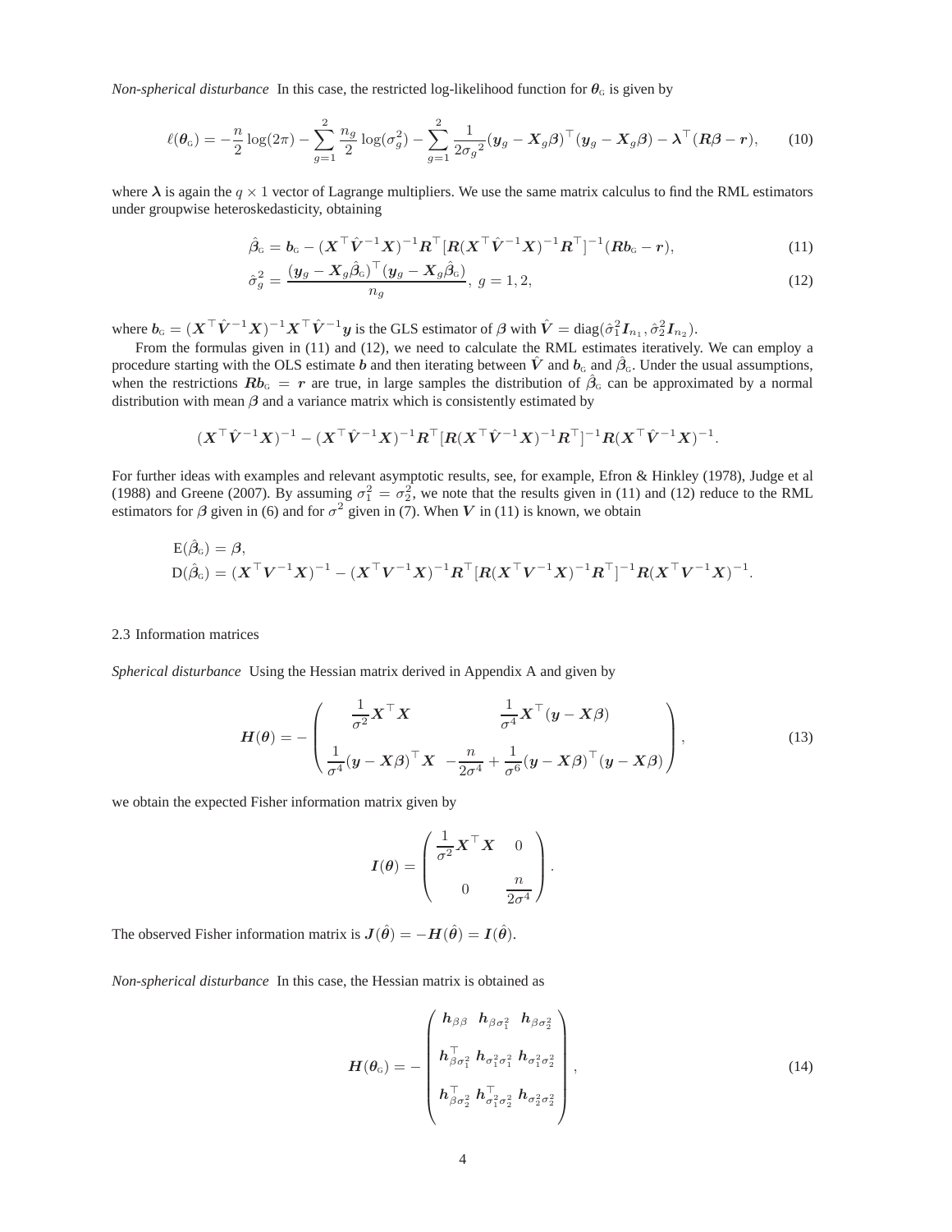*Non-spherical disturbance* In this case, the restricted log-likelihood function for $\boldsymbol{\theta}_{\text{G}}$ is given by

$$\ell(\boldsymbol{\theta}_{\text{G}}) = -\frac{n}{2}\log(2\pi) - \sum_{g=1}^{2}\frac{n_g}{2}\log(\sigma_g^2) - \sum_{g=1}^{2}\frac{1}{2\sigma_g{}^2}(\boldsymbol{y}_g - \boldsymbol{X}_g\boldsymbol{\beta})^\top(\boldsymbol{y}_g - \boldsymbol{X}_g\boldsymbol{\beta}) - \boldsymbol{\lambda}^\top(\boldsymbol{R}\boldsymbol{\beta} - \boldsymbol{r}), \tag{10}$$

where $\boldsymbol{\lambda}$ is again the $q \times 1$ vector of Lagrange multipliers. We use the same matrix calculus to find the RML estimators under groupwise heteroskedasticity, obtaining

$$\hat{\boldsymbol{\beta}}_{\text{G}} = \boldsymbol{b}_{\text{G}} - (\boldsymbol{X}^\top\hat{\boldsymbol{V}}^{-1}\boldsymbol{X})^{-1}\boldsymbol{R}^\top[\boldsymbol{R}(\boldsymbol{X}^\top\hat{\boldsymbol{V}}^{-1}\boldsymbol{X})^{-1}\boldsymbol{R}^\top]^{-1}(\boldsymbol{R}\boldsymbol{b}_{\text{G}} - \boldsymbol{r}), \tag{11}$$

$$\hat{\sigma}_g^2 = \frac{(\boldsymbol{y}_g - \boldsymbol{X}_g\hat{\boldsymbol{\beta}}_{\text{G}})^\top(\boldsymbol{y}_g - \boldsymbol{X}_g\hat{\boldsymbol{\beta}}_{\text{G}})}{n_g}, \; g = 1, 2, \tag{12}$$

where $\boldsymbol{b}_{\text{G}} = (\boldsymbol{X}^\top\hat{\boldsymbol{V}}^{-1}\boldsymbol{X})^{-1}\boldsymbol{X}^\top\hat{\boldsymbol{V}}^{-1}\boldsymbol{y}$ is the GLS estimator of $\boldsymbol{\beta}$ with $\hat{\boldsymbol{V}} = \text{diag}(\hat{\sigma}_1^2\boldsymbol{I}_{n_1}, \hat{\sigma}_2^2\boldsymbol{I}_{n_2})$.

From the formulas given in (11) and (12), we need to calculate the RML estimates iteratively. We can employ a procedure starting with the OLS estimate $\boldsymbol{b}$ and then iterating between $\hat{\boldsymbol{V}}$ and $\boldsymbol{b}_{\text{G}}$ and $\hat{\boldsymbol{\beta}}_{\text{G}}$. Under the usual assumptions, when the restrictions $\boldsymbol{R}\boldsymbol{b}_{\text{G}} = \boldsymbol{r}$ are true, in large samples the distribution of $\hat{\boldsymbol{\beta}}_{\text{G}}$ can be approximated by a normal distribution with mean $\boldsymbol{\beta}$ and a variance matrix which is consistently estimated by

$$(\boldsymbol{X}^\top\hat{\boldsymbol{V}}^{-1}\boldsymbol{X})^{-1} - (\boldsymbol{X}^\top\hat{\boldsymbol{V}}^{-1}\boldsymbol{X})^{-1}\boldsymbol{R}^\top[\boldsymbol{R}(\boldsymbol{X}^\top\hat{\boldsymbol{V}}^{-1}\boldsymbol{X})^{-1}\boldsymbol{R}^\top]^{-1}\boldsymbol{R}(\boldsymbol{X}^\top\hat{\boldsymbol{V}}^{-1}\boldsymbol{X})^{-1}.$$

For further ideas with examples and relevant asymptotic results, see, for example, Efron & Hinkley (1978), Judge et al (1988) and Greene (2007). By assuming $\sigma_1^2 = \sigma_2^2$, we note that the results given in (11) and (12) reduce to the RML estimators for $\boldsymbol{\beta}$ given in (6) and for $\sigma^2$ given in (7). When $\boldsymbol{V}$ in (11) is known, we obtain

$$\begin{aligned}
&\text{E}(\hat{\boldsymbol{\beta}}_{\text{G}}) = \boldsymbol{\beta}, \\
&\text{D}(\hat{\boldsymbol{\beta}}_{\text{G}}) = (\boldsymbol{X}^\top\boldsymbol{V}^{-1}\boldsymbol{X})^{-1} - (\boldsymbol{X}^\top\boldsymbol{V}^{-1}\boldsymbol{X})^{-1}\boldsymbol{R}^\top[\boldsymbol{R}(\boldsymbol{X}^\top\boldsymbol{V}^{-1}\boldsymbol{X})^{-1}\boldsymbol{R}^\top]^{-1}\boldsymbol{R}(\boldsymbol{X}^\top\boldsymbol{V}^{-1}\boldsymbol{X})^{-1}.
\end{aligned}$$

## 2.3 Information matrices

*Spherical disturbance* Using the Hessian matrix derived in Appendix A and given by

$$\boldsymbol{H}(\boldsymbol{\theta}) = -\begin{pmatrix} \dfrac{1}{\sigma^2}\boldsymbol{X}^\top\boldsymbol{X} & \dfrac{1}{\sigma^4}\boldsymbol{X}^\top(\boldsymbol{y} - \boldsymbol{X}\boldsymbol{\beta}) \\ \dfrac{1}{\sigma^4}(\boldsymbol{y} - \boldsymbol{X}\boldsymbol{\beta})^\top\boldsymbol{X} & -\dfrac{n}{2\sigma^4} + \dfrac{1}{\sigma^6}(\boldsymbol{y} - \boldsymbol{X}\boldsymbol{\beta})^\top(\boldsymbol{y} - \boldsymbol{X}\boldsymbol{\beta}) \end{pmatrix}, \tag{13}$$

we obtain the expected Fisher information matrix given by

$$\boldsymbol{I}(\boldsymbol{\theta}) = \begin{pmatrix} \dfrac{1}{\sigma^2}\boldsymbol{X}^\top\boldsymbol{X} & 0 \\ 0 & \dfrac{n}{2\sigma^4} \end{pmatrix}.$$

The observed Fisher information matrix is $\boldsymbol{J}(\hat{\boldsymbol{\theta}}) = -\boldsymbol{H}(\hat{\boldsymbol{\theta}}) = \boldsymbol{I}(\hat{\boldsymbol{\theta}})$.

*Non-spherical disturbance* In this case, the Hessian matrix is obtained as

$$\boldsymbol{H}(\boldsymbol{\theta}_{\text{G}}) = -\begin{pmatrix} \boldsymbol{h}_{\beta\beta} & \boldsymbol{h}_{\beta\sigma_1^2} & \boldsymbol{h}_{\beta\sigma_2^2} \\ \boldsymbol{h}_{\beta\sigma_1^2}^\top & \boldsymbol{h}_{\sigma_1^2\sigma_1^2} & \boldsymbol{h}_{\sigma_1^2\sigma_2^2} \\ \boldsymbol{h}_{\beta\sigma_2^2}^\top & \boldsymbol{h}_{\sigma_1^2\sigma_2^2}^\top & \boldsymbol{h}_{\sigma_2^2\sigma_2^2} \end{pmatrix}, \tag{14}$$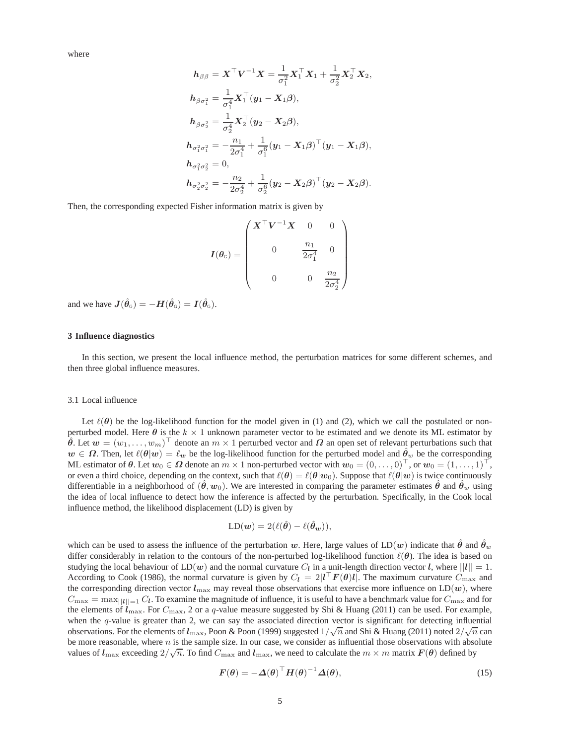where

$$
\begin{aligned}
\boldsymbol{h}_{\beta\beta} &= \boldsymbol{X}^\top \boldsymbol{V}^{-1}\boldsymbol{X} = \frac{1}{\sigma_1^2}\boldsymbol{X}_1^\top \boldsymbol{X}_1 + \frac{1}{\sigma_2^2}\boldsymbol{X}_2^\top \boldsymbol{X}_2,\\
\boldsymbol{h}_{\beta\sigma_1^2} &= \frac{1}{\sigma_1^4}\boldsymbol{X}_1^\top(\boldsymbol{y}_1 - \boldsymbol{X}_1\boldsymbol{\beta}),\\
\boldsymbol{h}_{\beta\sigma_2^2} &= \frac{1}{\sigma_2^4}\boldsymbol{X}_2^\top(\boldsymbol{y}_2 - \boldsymbol{X}_2\boldsymbol{\beta}),\\
\boldsymbol{h}_{\sigma_1^2\sigma_1^2} &= -\frac{n_1}{2\sigma_1^4} + \frac{1}{\sigma_1^6}(\boldsymbol{y}_1 - \boldsymbol{X}_1\boldsymbol{\beta})^\top(\boldsymbol{y}_1 - \boldsymbol{X}_1\boldsymbol{\beta}),\\
\boldsymbol{h}_{\sigma_1^2\sigma_2^2} &= 0,\\
\boldsymbol{h}_{\sigma_2^2\sigma_2^2} &= -\frac{n_2}{2\sigma_2^4} + \frac{1}{\sigma_2^6}(\boldsymbol{y}_2 - \boldsymbol{X}_2\boldsymbol{\beta})^\top(\boldsymbol{y}_2 - \boldsymbol{X}_2\boldsymbol{\beta}).
\end{aligned}
$$

Then, the corresponding expected Fisher information matrix is given by

$$
\boldsymbol{I}(\boldsymbol{\theta}_{\text{G}}) = \begin{pmatrix} \boldsymbol{X}^\top \boldsymbol{V}^{-1}\boldsymbol{X} & 0 & 0 \\ 0 & \dfrac{n_1}{2\sigma_1^4} & 0 \\ 0 & 0 & \dfrac{n_2}{2\sigma_2^4} \end{pmatrix}
$$

and we have $\boldsymbol{J}(\hat{\boldsymbol{\theta}}_{\text{G}}) = -\boldsymbol{H}(\hat{\boldsymbol{\theta}}_{\text{G}}) = \boldsymbol{I}(\hat{\boldsymbol{\theta}}_{\text{G}})$.

## 3 Influence diagnostics

In this section, we present the local influence method, the perturbation matrices for some different schemes, and then three global influence measures.

### 3.1 Local influence

Let $\ell(\boldsymbol{\theta})$ be the log-likelihood function for the model given in (1) and (2), which we call the postulated or non-perturbed model. Here $\boldsymbol{\theta}$ is the $k \times 1$ unknown parameter vector to be estimated and we denote its ML estimator by $\hat{\boldsymbol{\theta}}$. Let $\boldsymbol{w} = (w_1, \ldots, w_m)^\top$ denote an $m \times 1$ perturbed vector and $\boldsymbol{\Omega}$ an open set of relevant perturbations such that $\boldsymbol{w} \in \boldsymbol{\Omega}$. Then, let $\ell(\boldsymbol{\theta}|\boldsymbol{w}) = \ell_{\boldsymbol{w}}$ be the log-likelihood function for the perturbed model and $\hat{\boldsymbol{\theta}}_w$ be the corresponding ML estimator of $\boldsymbol{\theta}$. Let $\boldsymbol{w}_0 \in \boldsymbol{\Omega}$ denote an $m \times 1$ non-perturbed vector with $\boldsymbol{w}_0 = (0, \ldots, 0)^\top$, or $\boldsymbol{w}_0 = (1, \ldots, 1)^\top$, or even a third choice, depending on the context, such that $\ell(\boldsymbol{\theta}) = \ell(\boldsymbol{\theta}|\boldsymbol{w}_0)$. Suppose that $\ell(\boldsymbol{\theta}|\boldsymbol{w})$ is twice continuously differentiable in a neighborhood of $(\hat{\boldsymbol{\theta}}, \boldsymbol{w}_0)$. We are interested in comparing the parameter estimates $\hat{\boldsymbol{\theta}}$ and $\hat{\boldsymbol{\theta}}_w$ using the idea of local influence to detect how the inference is affected by the perturbation. Specifically, in the Cook local influence method, the likelihood displacement (LD) is given by

$$
\text{LD}(\boldsymbol{w}) = 2(\ell(\hat{\boldsymbol{\theta}}) - \ell(\hat{\boldsymbol{\theta}}_{\boldsymbol{w}})),
$$

which can be used to assess the influence of the perturbation $\boldsymbol{w}$. Here, large values of $\text{LD}(\boldsymbol{w})$ indicate that $\hat{\boldsymbol{\theta}}$ and $\hat{\boldsymbol{\theta}}_w$ differ considerably in relation to the contours of the non-perturbed log-likelihood function $\ell(\boldsymbol{\theta})$. The idea is based on studying the local behaviour of $\text{LD}(\boldsymbol{w})$ and the normal curvature $C_{\boldsymbol{l}}$ in a unit-length direction vector $\boldsymbol{l}$, where $||\boldsymbol{l}|| = 1$. According to Cook (1986), the normal curvature is given by $C_{\boldsymbol{l}} = 2|\boldsymbol{l}^\top \boldsymbol{F}(\boldsymbol{\theta})\boldsymbol{l}|$. The maximum curvature $C_{\max}$ and the corresponding direction vector $\boldsymbol{l}_{\max}$ may reveal those observations that exercise more influence on $\text{LD}(\boldsymbol{w})$, where $C_{\max} = \max_{||\boldsymbol{l}||=1} C_{\boldsymbol{l}}$. To examine the magnitude of influence, it is useful to have a benchmark value for $C_{\max}$ and for the elements of $\boldsymbol{l}_{\max}$. For $C_{\max}$, 2 or a $q$-value measure suggested by Shi & Huang (2011) can be used. For example, when the $q$-value is greater than 2, we can say the associated direction vector is significant for detecting influential observations. For the elements of $\boldsymbol{l}_{\max}$, Poon & Poon (1999) suggested $1/\sqrt{n}$ and Shi & Huang (2011) noted $2/\sqrt{n}$ can be more reasonable, where $n$ is the sample size. In our case, we consider as influential those observations with absolute values of $\boldsymbol{l}_{\max}$ exceeding $2/\sqrt{n}$. To find $C_{\max}$ and $\boldsymbol{l}_{\max}$, we need to calculate the $m \times m$ matrix $\boldsymbol{F}(\boldsymbol{\theta})$ defined by

$$
\boldsymbol{F}(\boldsymbol{\theta}) = -\boldsymbol{\Delta}(\boldsymbol{\theta})^\top \boldsymbol{H}(\boldsymbol{\theta})^{-1}\boldsymbol{\Delta}(\boldsymbol{\theta}), \tag{15}
$$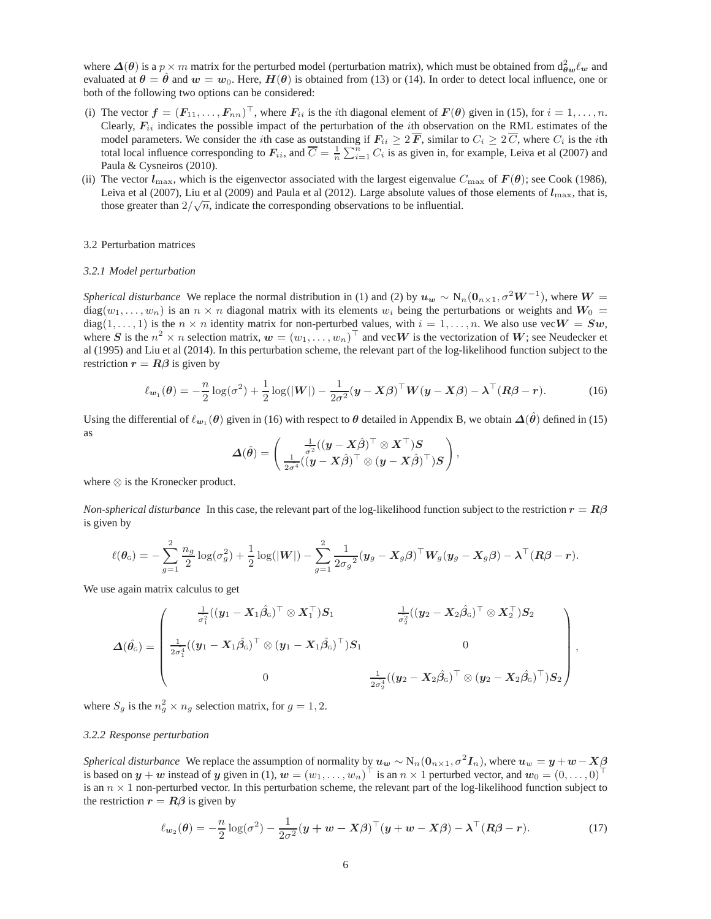where $\boldsymbol{\Delta}(\boldsymbol{\theta})$ is a $p \times m$ matrix for the perturbed model (perturbation matrix), which must be obtained from $\mathrm{d}^2_{\boldsymbol{\theta}\boldsymbol{w}}\ell_{\boldsymbol{w}}$ and evaluated at $\boldsymbol{\theta} = \hat{\boldsymbol{\theta}}$ and $\boldsymbol{w} = \boldsymbol{w}_0$. Here, $\boldsymbol{H}(\boldsymbol{\theta})$ is obtained from (13) or (14). In order to detect local influence, one or both of the following two options can be considered:

(i) The vector $\boldsymbol{f} = (\boldsymbol{F}_{11}, \ldots, \boldsymbol{F}_{nn})^\top$, where $\boldsymbol{F}_{ii}$ is the $i$th diagonal element of $\boldsymbol{F}(\boldsymbol{\theta})$ given in (15), for $i = 1, \ldots, n$. Clearly, $\boldsymbol{F}_{ii}$ indicates the possible impact of the perturbation of the $i$th observation on the RML estimates of the model parameters. We consider the $i$th case as outstanding if $\boldsymbol{F}_{ii} \geq 2\,\overline{\boldsymbol{F}}$, similar to $C_i \geq 2\,\overline{C}$, where $C_i$ is the $i$th total local influence corresponding to $\boldsymbol{F}_{ii}$, and $\overline{C} = \frac{1}{n}\sum_{i=1}^{n} C_i$ is as given in, for example, Leiva et al (2007) and Paula & Cysneiros (2010).

(ii) The vector $\boldsymbol{l}_{\max}$, which is the eigenvector associated with the largest eigenvalue $C_{\max}$ of $\boldsymbol{F}(\boldsymbol{\theta})$; see Cook (1986), Leiva et al (2007), Liu et al (2009) and Paula et al (2012). Large absolute values of those elements of $\boldsymbol{l}_{\max}$, that is, those greater than $2/\sqrt{n}$, indicate the corresponding observations to be influential.

## 3.2 Perturbation matrices

### 3.2.1 Model perturbation

*Spherical disturbance* We replace the normal distribution in (1) and (2) by $\boldsymbol{u}_{\boldsymbol{w}} \sim \mathrm{N}_n(\boldsymbol{0}_{n\times 1}, \sigma^2\boldsymbol{W}^{-1})$, where $\boldsymbol{W} = \mathrm{diag}(w_1, \ldots, w_n)$ is an $n \times n$ diagonal matrix with its elements $w_i$ being the perturbations or weights and $\boldsymbol{W}_0 = \mathrm{diag}(1, \ldots, 1)$ is the $n \times n$ identity matrix for non-perturbed values, with $i = 1, \ldots, n$. We also use $\mathrm{vec}\boldsymbol{W} = \boldsymbol{S}\boldsymbol{w}$, where $\boldsymbol{S}$ is the $n^2 \times n$ selection matrix, $\boldsymbol{w} = (w_1, \ldots, w_n)^\top$ and $\mathrm{vec}\boldsymbol{W}$ is the vectorization of $\boldsymbol{W}$; see Neudecker et al (1995) and Liu et al (2014). In this perturbation scheme, the relevant part of the log-likelihood function subject to the restriction $\boldsymbol{r} = \boldsymbol{R}\boldsymbol{\beta}$ is given by

$$
\ell_{\boldsymbol{w}_1}(\boldsymbol{\theta}) = -\frac{n}{2}\log(\sigma^2) + \frac{1}{2}\log(|\boldsymbol{W}|) - \frac{1}{2\sigma^2}(\boldsymbol{y} - \boldsymbol{X}\boldsymbol{\beta})^\top\boldsymbol{W}(\boldsymbol{y} - \boldsymbol{X}\boldsymbol{\beta}) - \boldsymbol{\lambda}^\top(\boldsymbol{R}\boldsymbol{\beta} - \boldsymbol{r}). \tag{16}
$$

Using the differential of $\ell_{\boldsymbol{w}_1}(\boldsymbol{\theta})$ given in (16) with respect to $\boldsymbol{\theta}$ detailed in Appendix B, we obtain $\boldsymbol{\Delta}(\hat{\boldsymbol{\theta}})$ defined in (15) as

$$
\boldsymbol{\Delta}(\hat{\boldsymbol{\theta}}) = \begin{pmatrix} \frac{1}{\sigma^2}((\boldsymbol{y} - \boldsymbol{X}\hat{\boldsymbol{\beta}})^\top \otimes \boldsymbol{X}^\top)\boldsymbol{S} \\ \frac{1}{2\sigma^4}((\boldsymbol{y} - \boldsymbol{X}\hat{\boldsymbol{\beta}})^\top \otimes (\boldsymbol{y} - \boldsymbol{X}\hat{\boldsymbol{\beta}})^\top)\boldsymbol{S} \end{pmatrix},
$$

where $\otimes$ is the Kronecker product.

*Non-spherical disturbance* In this case, the relevant part of the log-likelihood function subject to the restriction $\boldsymbol{r} = \boldsymbol{R}\boldsymbol{\beta}$ is given by

$$
\ell(\boldsymbol{\theta}_{\mathrm{G}}) = -\sum_{g=1}^{2}\frac{n_g}{2}\log(\sigma_g^2) + \frac{1}{2}\log(|\boldsymbol{W}|) - \sum_{g=1}^{2}\frac{1}{2{\sigma_g}^2}(\boldsymbol{y}_g - \boldsymbol{X}_g\boldsymbol{\beta})^\top\boldsymbol{W}_g(\boldsymbol{y}_g - \boldsymbol{X}_g\boldsymbol{\beta}) - \boldsymbol{\lambda}^\top(\boldsymbol{R}\boldsymbol{\beta} - \boldsymbol{r}).
$$

We use again matrix calculus to get

$$
\boldsymbol{\Delta}(\hat{\boldsymbol{\theta}}_{\mathrm{G}}) = \begin{pmatrix} \frac{1}{\sigma_1^2}((\boldsymbol{y}_1 - \boldsymbol{X}_1\hat{\boldsymbol{\beta}}_{\mathrm{G}})^\top \otimes \boldsymbol{X}_1^\top)\boldsymbol{S}_1 & \frac{1}{\sigma_2^2}((\boldsymbol{y}_2 - \boldsymbol{X}_2\hat{\boldsymbol{\beta}}_{\mathrm{G}})^\top \otimes \boldsymbol{X}_2^\top)\boldsymbol{S}_2 \\ \frac{1}{2\sigma_1^4}((\boldsymbol{y}_1 - \boldsymbol{X}_1\hat{\boldsymbol{\beta}}_{\mathrm{G}})^\top \otimes (\boldsymbol{y}_1 - \boldsymbol{X}_1\hat{\boldsymbol{\beta}}_{\mathrm{G}})^\top)\boldsymbol{S}_1 & 0 \\ 0 & \frac{1}{2\sigma_2^4}((\boldsymbol{y}_2 - \boldsymbol{X}_2\hat{\boldsymbol{\beta}}_{\mathrm{G}})^\top \otimes (\boldsymbol{y}_2 - \boldsymbol{X}_2\hat{\boldsymbol{\beta}}_{\mathrm{G}})^\top)\boldsymbol{S}_2 \end{pmatrix},
$$

where $S_g$ is the $n_g^2 \times n_g$ selection matrix, for $g = 1, 2$.

### 3.2.2 Response perturbation

*Spherical disturbance* We replace the assumption of normality by $\boldsymbol{u}_{\boldsymbol{w}} \sim \mathrm{N}_n(\boldsymbol{0}_{n\times 1}, \sigma^2\boldsymbol{I}_n)$, where $\boldsymbol{u}_w = \boldsymbol{y} + \boldsymbol{w} - \boldsymbol{X}\boldsymbol{\beta}$ is based on $\boldsymbol{y} + \boldsymbol{w}$ instead of $\boldsymbol{y}$ given in (1), $\boldsymbol{w} = (w_1, \ldots, w_n)^\top$ is an $n \times 1$ perturbed vector, and $\boldsymbol{w}_0 = (0, \ldots, 0)^\top$ is an $n \times 1$ non-perturbed vector. In this perturbation scheme, the relevant part of the log-likelihood function subject to the restriction $\boldsymbol{r} = \boldsymbol{R}\boldsymbol{\beta}$ is given by

$$
\ell_{\boldsymbol{w}_2}(\boldsymbol{\theta}) = -\frac{n}{2}\log(\sigma^2) - \frac{1}{2\sigma^2}(\boldsymbol{y} + \boldsymbol{w} - \boldsymbol{X}\boldsymbol{\beta})^\top(\boldsymbol{y} + \boldsymbol{w} - \boldsymbol{X}\boldsymbol{\beta}) - \boldsymbol{\lambda}^\top(\boldsymbol{R}\boldsymbol{\beta} - \boldsymbol{r}). \tag{17}
$$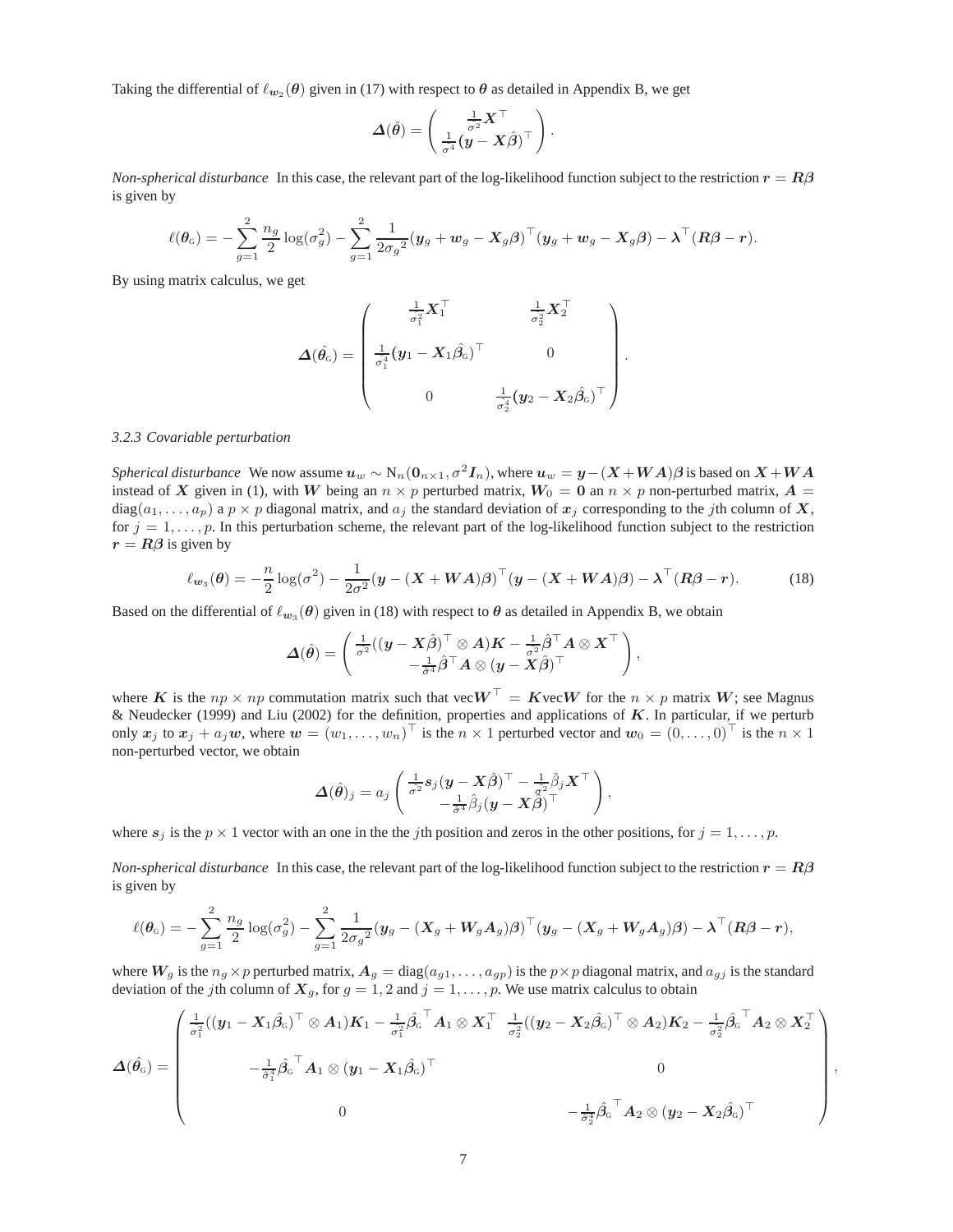Taking the differential of $\ell_{\boldsymbol{w}_2}(\boldsymbol{\theta})$ given in (17) with respect to $\boldsymbol{\theta}$ as detailed in Appendix B, we get

$$
\boldsymbol{\Delta}(\hat{\boldsymbol{\theta}}) = \begin{pmatrix} \frac{1}{\sigma^2}\boldsymbol{X}^\top \\ \frac{1}{\sigma^4}(\boldsymbol{y}-\boldsymbol{X}\hat{\boldsymbol{\beta}})^\top \end{pmatrix}.
$$

*Non-spherical disturbance* In this case, the relevant part of the log-likelihood function subject to the restriction $\boldsymbol{r} = \boldsymbol{R}\boldsymbol{\beta}$ is given by

$$
\ell(\boldsymbol{\theta}_{\rm G}) = -\sum_{g=1}^{2}\frac{n_g}{2}\log(\sigma_g^2) - \sum_{g=1}^{2}\frac{1}{2{\sigma_g}^2}(\boldsymbol{y}_g + \boldsymbol{w}_g - \boldsymbol{X}_g\boldsymbol{\beta})^\top(\boldsymbol{y}_g + \boldsymbol{w}_g - \boldsymbol{X}_g\boldsymbol{\beta}) - \boldsymbol{\lambda}^\top(\boldsymbol{R}\boldsymbol{\beta} - \boldsymbol{r}).
$$

By using matrix calculus, we get

$$
\boldsymbol{\Delta}(\hat{\boldsymbol{\theta}}_{\rm G}) = \begin{pmatrix} \frac{1}{\sigma_1^2}\boldsymbol{X}_1^\top & \frac{1}{\sigma_2^2}\boldsymbol{X}_2^\top \\ \frac{1}{\sigma_1^4}(\boldsymbol{y}_1 - \boldsymbol{X}_1\hat{\boldsymbol{\beta}}_{\rm G})^\top & 0 \\ 0 & \frac{1}{\sigma_2^4}(\boldsymbol{y}_2 - \boldsymbol{X}_2\hat{\boldsymbol{\beta}}_{\rm G})^\top \end{pmatrix}.
$$

### 3.2.3 Covariable perturbation

*Spherical disturbance* We now assume $\boldsymbol{u}_w \sim {\rm N}_n(\boldsymbol{0}_{n\times 1}, \sigma^2\boldsymbol{I}_n)$, where $\boldsymbol{u}_w = \boldsymbol{y} - (\boldsymbol{X}+\boldsymbol{W}\boldsymbol{A})\boldsymbol{\beta}$ is based on $\boldsymbol{X}+\boldsymbol{W}\boldsymbol{A}$ instead of $\boldsymbol{X}$ given in (1), with $\boldsymbol{W}$ being an $n \times p$ perturbed matrix, $\boldsymbol{W}_0 = \boldsymbol{0}$ an $n \times p$ non-perturbed matrix, $\boldsymbol{A} = {\rm diag}(a_1, \ldots, a_p)$ a $p \times p$ diagonal matrix, and $a_j$ the standard deviation of $\boldsymbol{x}_j$ corresponding to the $j$th column of $\boldsymbol{X}$, for $j = 1, \ldots, p$. In this perturbation scheme, the relevant part of the log-likelihood function subject to the restriction $\boldsymbol{r} = \boldsymbol{R}\boldsymbol{\beta}$ is given by

$$
\ell_{\boldsymbol{w}_3}(\boldsymbol{\theta}) = -\frac{n}{2}\log(\sigma^2) - \frac{1}{2\sigma^2}(\boldsymbol{y} - (\boldsymbol{X}+\boldsymbol{W}\boldsymbol{A})\boldsymbol{\beta})^\top(\boldsymbol{y} - (\boldsymbol{X}+\boldsymbol{W}\boldsymbol{A})\boldsymbol{\beta}) - \boldsymbol{\lambda}^\top(\boldsymbol{R}\boldsymbol{\beta} - \boldsymbol{r}). \tag{18}
$$

Based on the differential of $\ell_{\boldsymbol{w}_3}(\boldsymbol{\theta})$ given in (18) with respect to $\boldsymbol{\theta}$ as detailed in Appendix B, we obtain

$$
\boldsymbol{\Delta}(\hat{\boldsymbol{\theta}}) = \begin{pmatrix} \frac{1}{\sigma^2}((\boldsymbol{y}-\boldsymbol{X}\hat{\boldsymbol{\beta}})^\top \otimes \boldsymbol{A})\boldsymbol{K} - \frac{1}{\sigma^2}\hat{\boldsymbol{\beta}}^\top\boldsymbol{A}\otimes\boldsymbol{X}^\top \\ -\frac{1}{\sigma^4}\hat{\boldsymbol{\beta}}^\top\boldsymbol{A}\otimes(\boldsymbol{y}-\boldsymbol{X}\hat{\boldsymbol{\beta}})^\top \end{pmatrix},
$$

where $\boldsymbol{K}$ is the $np \times np$ commutation matrix such that ${\rm vec}\boldsymbol{W}^\top = \boldsymbol{K}{\rm vec}\boldsymbol{W}$ for the $n \times p$ matrix $\boldsymbol{W}$; see Magnus & Neudecker (1999) and Liu (2002) for the definition, properties and applications of $\boldsymbol{K}$. In particular, if we perturb only $\boldsymbol{x}_j$ to $\boldsymbol{x}_j + a_j\boldsymbol{w}$, where $\boldsymbol{w} = (w_1, \ldots, w_n)^\top$ is the $n \times 1$ perturbed vector and $\boldsymbol{w}_0 = (0, \ldots, 0)^\top$ is the $n \times 1$ non-perturbed vector, we obtain

$$
\boldsymbol{\Delta}(\hat{\boldsymbol{\theta}})_j = a_j \begin{pmatrix} \frac{1}{\sigma^2}\boldsymbol{s}_j(\boldsymbol{y}-\boldsymbol{X}\hat{\boldsymbol{\beta}})^\top - \frac{1}{\sigma^2}\hat{\beta}_j\boldsymbol{X}^\top \\ -\frac{1}{\sigma^4}\hat{\beta}_j(\boldsymbol{y}-\boldsymbol{X}\hat{\boldsymbol{\beta}})^\top \end{pmatrix},
$$

where $\boldsymbol{s}_j$ is the $p \times 1$ vector with an one in the the $j$th position and zeros in the other positions, for $j = 1, \ldots, p$.

*Non-spherical disturbance* In this case, the relevant part of the log-likelihood function subject to the restriction $\boldsymbol{r} = \boldsymbol{R}\boldsymbol{\beta}$ is given by

$$
\ell(\boldsymbol{\theta}_{\rm G}) = -\sum_{g=1}^{2}\frac{n_g}{2}\log(\sigma_g^2) - \sum_{g=1}^{2}\frac{1}{2{\sigma_g}^2}(\boldsymbol{y}_g - (\boldsymbol{X}_g + \boldsymbol{W}_g\boldsymbol{A}_g)\boldsymbol{\beta})^\top(\boldsymbol{y}_g - (\boldsymbol{X}_g + \boldsymbol{W}_g\boldsymbol{A}_g)\boldsymbol{\beta}) - \boldsymbol{\lambda}^\top(\boldsymbol{R}\boldsymbol{\beta} - \boldsymbol{r}),
$$

where $\boldsymbol{W}_g$ is the $n_g \times p$ perturbed matrix, $\boldsymbol{A}_g = {\rm diag}(a_{g1}, \ldots, a_{gp})$ is the $p \times p$ diagonal matrix, and $a_{gj}$ is the standard deviation of the $j$th column of $\boldsymbol{X}_g$, for $g = 1, 2$ and $j = 1, \ldots, p$. We use matrix calculus to obtain

$$
\boldsymbol{\Delta}(\hat{\boldsymbol{\theta}}_{\rm G}) = \begin{pmatrix} \frac{1}{\sigma_1^2}((\boldsymbol{y}_1 - \boldsymbol{X}_1\hat{\boldsymbol{\beta}}_{\rm G})^\top \otimes \boldsymbol{A}_1)\boldsymbol{K}_1 - \frac{1}{\sigma_1^2}\hat{\boldsymbol{\beta}}_{\rm G}^\top\boldsymbol{A}_1\otimes\boldsymbol{X}_1^\top & \frac{1}{\sigma_2^2}((\boldsymbol{y}_2 - \boldsymbol{X}_2\hat{\boldsymbol{\beta}}_{\rm G})^\top \otimes \boldsymbol{A}_2)\boldsymbol{K}_2 - \frac{1}{\sigma_2^2}\hat{\boldsymbol{\beta}}_{\rm G}^\top\boldsymbol{A}_2\otimes\boldsymbol{X}_2^\top \\ -\frac{1}{\sigma_1^4}\hat{\boldsymbol{\beta}}_{\rm G}^\top\boldsymbol{A}_1\otimes(\boldsymbol{y}_1 - \boldsymbol{X}_1\hat{\boldsymbol{\beta}}_{\rm G})^\top & 0 \\ 0 & -\frac{1}{\sigma_2^4}\hat{\boldsymbol{\beta}}_{\rm G}^\top\boldsymbol{A}_2\otimes(\boldsymbol{y}_2 - \boldsymbol{X}_2\hat{\boldsymbol{\beta}}_{\rm G})^\top \end{pmatrix},
$$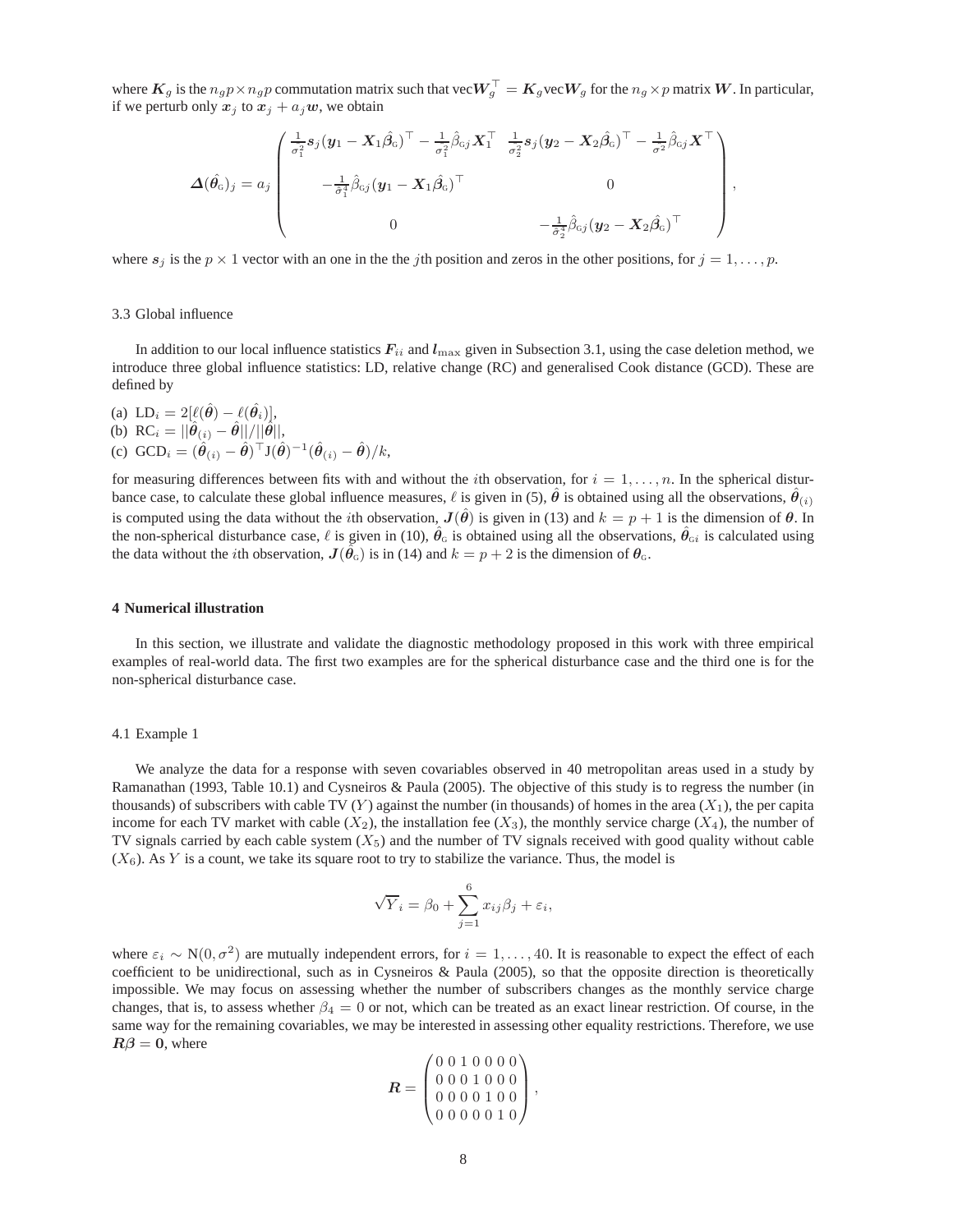where $\boldsymbol{K}_g$ is the $n_g p \times n_g p$ commutation matrix such that $\text{vec}\boldsymbol{W}_g^\top = \boldsymbol{K}_g \text{vec}\boldsymbol{W}_g$ for the $n_g \times p$ matrix $\boldsymbol{W}$. In particular, if we perturb only $\boldsymbol{x}_j$ to $\boldsymbol{x}_j + a_j \boldsymbol{w}$, we obtain

$$
\boldsymbol{\Delta}(\hat{\boldsymbol{\theta}}_{\text{G}})_j = a_j \begin{pmatrix} \frac{1}{\sigma_1^2}\boldsymbol{s}_j(\boldsymbol{y}_1 - \boldsymbol{X}_1\hat{\boldsymbol{\beta}}_{\text{G}})^\top - \frac{1}{\sigma_1^2}\hat{\beta}_{\text{G}j}\boldsymbol{X}_1^\top & \frac{1}{\sigma_2^2}\boldsymbol{s}_j(\boldsymbol{y}_2 - \boldsymbol{X}_2\hat{\boldsymbol{\beta}}_{\text{G}})^\top - \frac{1}{\sigma^2}\hat{\beta}_{\text{G}j}\boldsymbol{X}^\top \\ -\frac{1}{\hat{\sigma}_1^4}\hat{\beta}_{\text{G}j}(\boldsymbol{y}_1 - \boldsymbol{X}_1\hat{\boldsymbol{\beta}}_{\text{G}})^\top & 0 \\ 0 & -\frac{1}{\hat{\sigma}_2^4}\hat{\beta}_{\text{G}j}(\boldsymbol{y}_2 - \boldsymbol{X}_2\hat{\boldsymbol{\beta}}_{\text{G}})^\top \end{pmatrix},
$$

where $\boldsymbol{s}_j$ is the $p \times 1$ vector with an one in the the $j$th position and zeros in the other positions, for $j = 1, \ldots, p$.

### 3.3 Global influence

In addition to our local influence statistics $\boldsymbol{F}_{ii}$ and $\boldsymbol{l}_{\max}$ given in Subsection 3.1, using the case deletion method, we introduce three global influence statistics: LD, relative change (RC) and generalised Cook distance (GCD). These are defined by

(a) $\text{LD}_i = 2[\ell(\hat{\boldsymbol{\theta}}) - \ell(\hat{\boldsymbol{\theta}}_i)]$,
(b) $\text{RC}_i = ||\hat{\boldsymbol{\theta}}_{(i)} - \hat{\boldsymbol{\theta}}||/||\hat{\boldsymbol{\theta}}||$,
(c) $\text{GCD}_i = (\hat{\boldsymbol{\theta}}_{(i)} - \hat{\boldsymbol{\theta}})^\top \text{J}(\hat{\boldsymbol{\theta}})^{-1}(\hat{\boldsymbol{\theta}}_{(i)} - \hat{\boldsymbol{\theta}})/k$,

for measuring differences between fits with and without the $i$th observation, for $i = 1, \ldots, n$. In the spherical disturbance case, to calculate these global influence measures, $\ell$ is given in (5), $\hat{\boldsymbol{\theta}}$ is obtained using all the observations, $\hat{\boldsymbol{\theta}}_{(i)}$ is computed using the data without the $i$th observation, $\boldsymbol{J}(\hat{\boldsymbol{\theta}})$ is given in (13) and $k = p + 1$ is the dimension of $\boldsymbol{\theta}$. In the non-spherical disturbance case, $\ell$ is given in (10), $\hat{\boldsymbol{\theta}}_{\text{G}}$ is obtained using all the observations, $\hat{\boldsymbol{\theta}}_{\text{G}i}$ is calculated using the data without the $i$th observation, $\boldsymbol{J}(\hat{\boldsymbol{\theta}}_{\text{G}})$ is in (14) and $k = p + 2$ is the dimension of $\boldsymbol{\theta}_{\text{G}}$.

## 4 Numerical illustration

In this section, we illustrate and validate the diagnostic methodology proposed in this work with three empirical examples of real-world data. The first two examples are for the spherical disturbance case and the third one is for the non-spherical disturbance case.

### 4.1 Example 1

We analyze the data for a response with seven covariables observed in 40 metropolitan areas used in a study by Ramanathan (1993, Table 10.1) and Cysneiros & Paula (2005). The objective of this study is to regress the number (in thousands) of subscribers with cable TV ($Y$) against the number (in thousands) of homes in the area ($X_1$), the per capita income for each TV market with cable ($X_2$), the installation fee ($X_3$), the monthly service charge ($X_4$), the number of TV signals carried by each cable system ($X_5$) and the number of TV signals received with good quality without cable ($X_6$). As $Y$ is a count, we take its square root to try to stabilize the variance. Thus, the model is

$$
\sqrt{Y}_i = \beta_0 + \sum_{j=1}^{6} x_{ij}\beta_j + \varepsilon_i,
$$

where $\varepsilon_i \sim \text{N}(0, \sigma^2)$ are mutually independent errors, for $i = 1, \ldots, 40$. It is reasonable to expect the effect of each coefficient to be unidirectional, such as in Cysneiros & Paula (2005), so that the opposite direction is theoretically impossible. We may focus on assessing whether the number of subscribers changes as the monthly service charge changes, that is, to assess whether $\beta_4 = 0$ or not, which can be treated as an exact linear restriction. Of course, in the same way for the remaining covariables, we may be interested in assessing other equality restrictions. Therefore, we use $\boldsymbol{R\beta} = \boldsymbol{0}$, where

$$
\boldsymbol{R} = \begin{pmatrix} 0 & 0 & 1 & 0 & 0 & 0 & 0 \\ 0 & 0 & 0 & 1 & 0 & 0 & 0 \\ 0 & 0 & 0 & 0 & 1 & 0 & 0 \\ 0 & 0 & 0 & 0 & 0 & 1 & 0 \end{pmatrix},
$$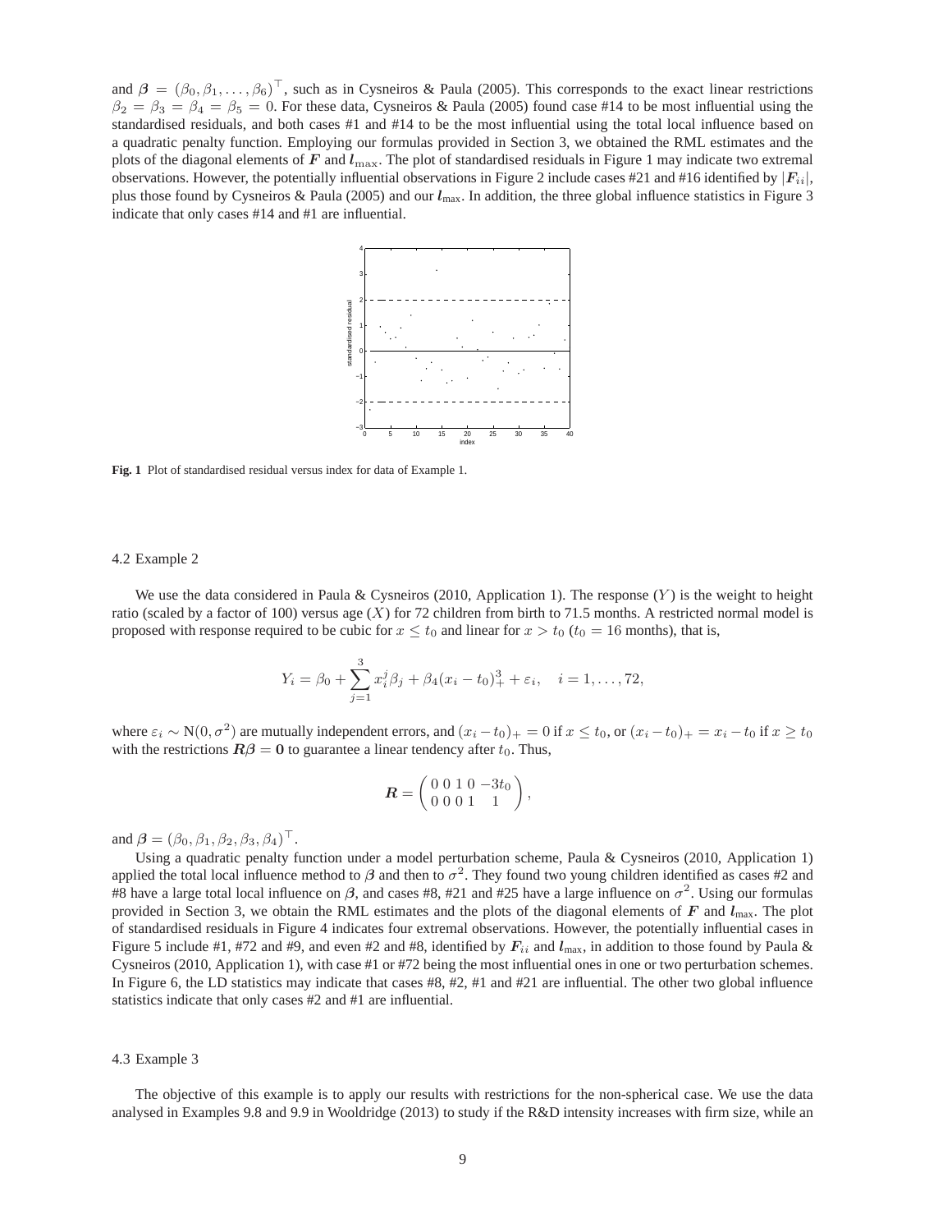and $\boldsymbol{\beta} = (\beta_0, \beta_1, \ldots, \beta_6)^\top$, such as in Cysneiros & Paula (2005). This corresponds to the exact linear restrictions $\beta_2 = \beta_3 = \beta_4 = \beta_5 = 0$. For these data, Cysneiros & Paula (2005) found case #14 to be most influential using the standardised residuals, and both cases #1 and #14 to be the most influential using the total local influence based on a quadratic penalty function. Employing our formulas provided in Section 3, we obtained the RML estimates and the plots of the diagonal elements of $\boldsymbol{F}$ and $\boldsymbol{l}_{\max}$. The plot of standardised residuals in Figure 1 may indicate two extremal observations. However, the potentially influential observations in Figure 2 include cases #21 and #16 identified by $|\boldsymbol{F}_{ii}|$, plus those found by Cysneiros & Paula (2005) and our $\boldsymbol{l}_{\max}$. In addition, the three global influence statistics in Figure 3 indicate that only cases #14 and #1 are influential.

**Fig. 1** Plot of standardised residual versus index for data of Example 1.

### 4.2 Example 2

We use the data considered in Paula & Cysneiros (2010, Application 1). The response ($Y$) is the weight to height ratio (scaled by a factor of 100) versus age ($X$) for 72 children from birth to 71.5 months. A restricted normal model is proposed with response required to be cubic for $x \leq t_0$ and linear for $x > t_0$ ($t_0 = 16$ months), that is,

$$Y_i = \beta_0 + \sum_{j=1}^{3} x_i^j \beta_j + \beta_4 (x_i - t_0)_+^3 + \varepsilon_i, \quad i = 1, \ldots, 72,$$

where $\varepsilon_i \sim \mathrm{N}(0, \sigma^2)$ are mutually independent errors, and $(x_i - t_0)_+ = 0$ if $x \leq t_0$, or $(x_i - t_0)_+ = x_i - t_0$ if $x \geq t_0$ with the restrictions $\boldsymbol{R\beta} = \boldsymbol{0}$ to guarantee a linear tendency after $t_0$. Thus,

$$\boldsymbol{R} = \begin{pmatrix} 0 & 0 & 1 & 0 & -3t_0 \\ 0 & 0 & 0 & 1 & 1 \end{pmatrix},$$

and $\boldsymbol{\beta} = (\beta_0, \beta_1, \beta_2, \beta_3, \beta_4)^\top$.

Using a quadratic penalty function under a model perturbation scheme, Paula & Cysneiros (2010, Application 1) applied the total local influence method to $\boldsymbol{\beta}$ and then to $\sigma^2$. They found two young children identified as cases #2 and #8 have a large total local influence on $\boldsymbol{\beta}$, and cases #8, #21 and #25 have a large influence on $\sigma^2$. Using our formulas provided in Section 3, we obtain the RML estimates and the plots of the diagonal elements of $\boldsymbol{F}$ and $\boldsymbol{l}_{\max}$. The plot of standardised residuals in Figure 4 indicates four extremal observations. However, the potentially influential cases in Figure 5 include #1, #72 and #9, and even #2 and #8, identified by $\boldsymbol{F}_{ii}$ and $\boldsymbol{l}_{\max}$, in addition to those found by Paula & Cysneiros (2010, Application 1), with case #1 or #72 being the most influential ones in one or two perturbation schemes. In Figure 6, the LD statistics may indicate that cases #8, #2, #1 and #21 are influential. The other two global influence statistics indicate that only cases #2 and #1 are influential.

### 4.3 Example 3

The objective of this example is to apply our results with restrictions for the non-spherical case. We use the data analysed in Examples 9.8 and 9.9 in Wooldridge (2013) to study if the R&D intensity increases with firm size, while an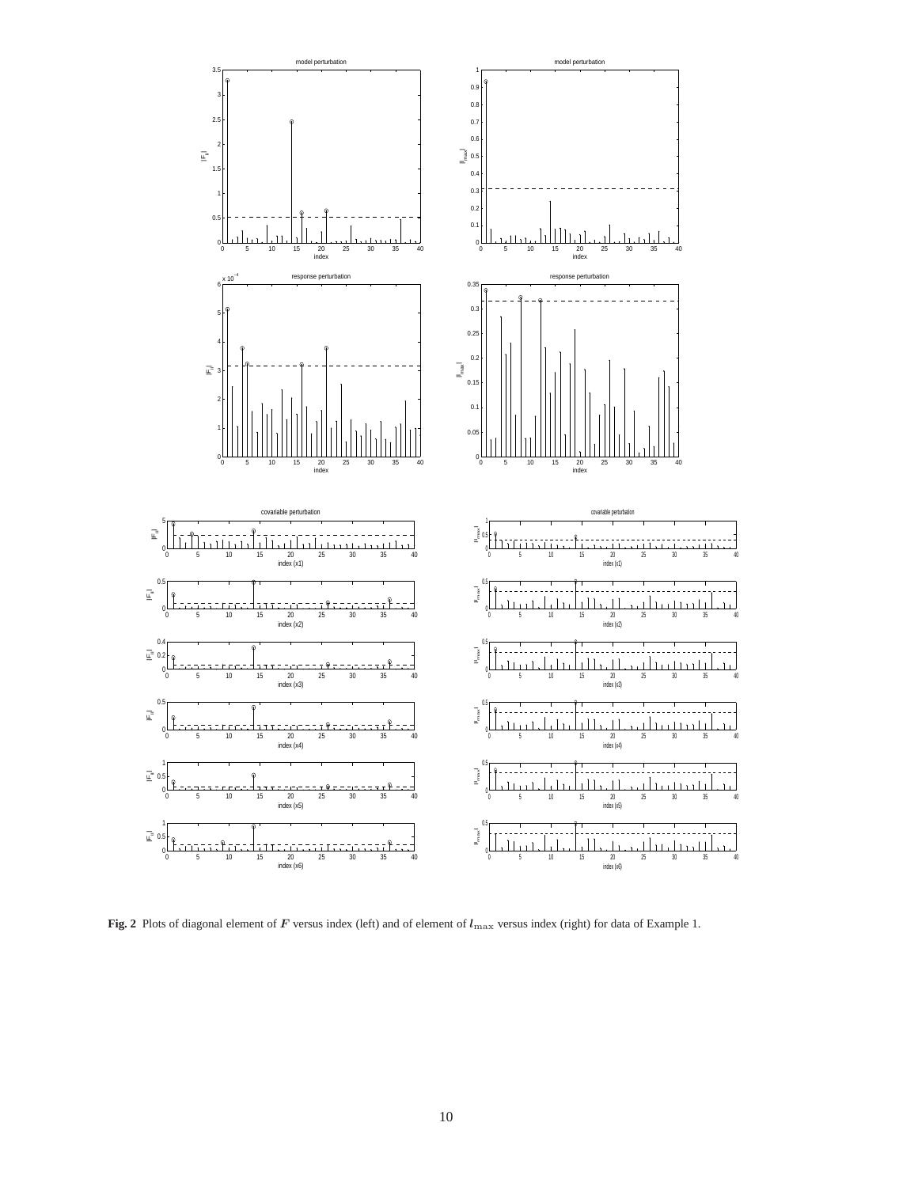**Fig. 2** Plots of diagonal element of $\boldsymbol{F}$ versus index (left) and of element of $\boldsymbol{l}_{\max}$ versus index (right) for data of Example 1.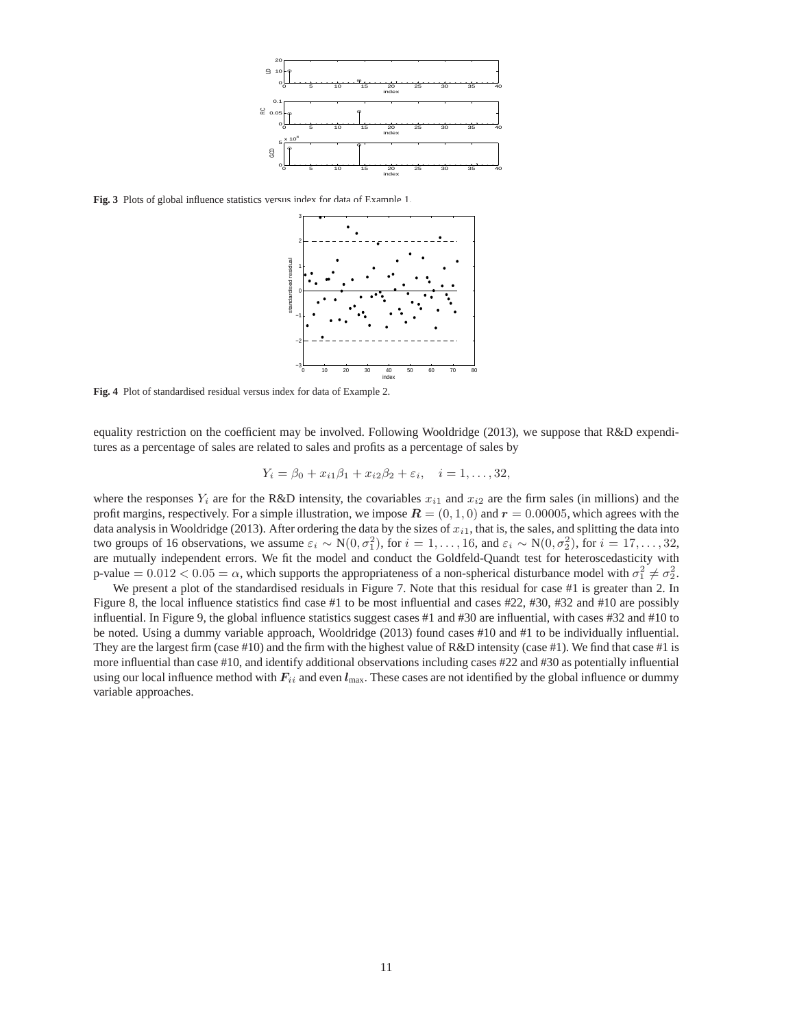**Fig. 3** Plots of global influence statistics versus index for data of Example 1.

**Fig. 4** Plot of standardised residual versus index for data of Example 2.

equality restriction on the coefficient may be involved. Following Wooldridge (2013), we suppose that R&D expenditures as a percentage of sales are related to sales and profits as a percentage of sales by

$$Y_i = \beta_0 + x_{i1}\beta_1 + x_{i2}\beta_2 + \varepsilon_i, \quad i = 1, \ldots, 32,$$

where the responses $Y_i$ are for the R&D intensity, the covariables $x_{i1}$ and $x_{i2}$ are the firm sales (in millions) and the profit margins, respectively. For a simple illustration, we impose $\boldsymbol{R} = (0, 1, 0)$ and $\boldsymbol{r} = 0.00005$, which agrees with the data analysis in Wooldridge (2013). After ordering the data by the sizes of $x_{i1}$, that is, the sales, and splitting the data into two groups of 16 observations, we assume $\varepsilon_i \sim \mathrm{N}(0, \sigma_1^2)$, for $i = 1, \ldots, 16$, and $\varepsilon_i \sim \mathrm{N}(0, \sigma_2^2)$, for $i = 17, \ldots, 32$, are mutually independent errors. We fit the model and conduct the Goldfeld-Quandt test for heteroscedasticity with p-value $= 0.012 < 0.05 = \alpha$, which supports the appropriateness of a non-spherical disturbance model with $\sigma_1^2 \neq \sigma_2^2$.

We present a plot of the standardised residuals in Figure 7. Note that this residual for case #1 is greater than 2. In Figure 8, the local influence statistics find case #1 to be most influential and cases #22, #30, #32 and #10 are possibly influential. In Figure 9, the global influence statistics suggest cases #1 and #30 are influential, with cases #32 and #10 to be noted. Using a dummy variable approach, Wooldridge (2013) found cases #10 and #1 to be individually influential. They are the largest firm (case #10) and the firm with the highest value of R&D intensity (case #1). We find that case #1 is more influential than case #10, and identify additional observations including cases #22 and #30 as potentially influential using our local influence method with $\boldsymbol{F}_{ii}$ and even $\boldsymbol{l}_{\max}$. These cases are not identified by the global influence or dummy variable approaches.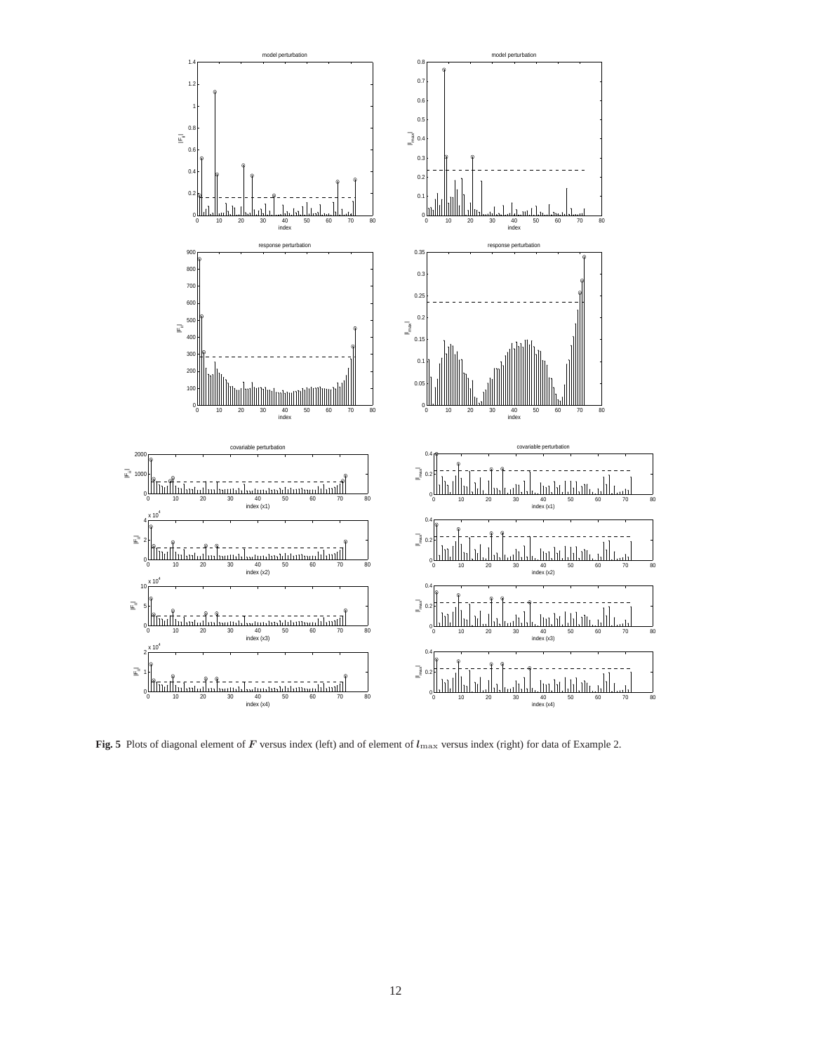**Fig. 5** Plots of diagonal element of $\boldsymbol{F}$ versus index (left) and of element of $\boldsymbol{l}_{\max}$ versus index (right) for data of Example 2.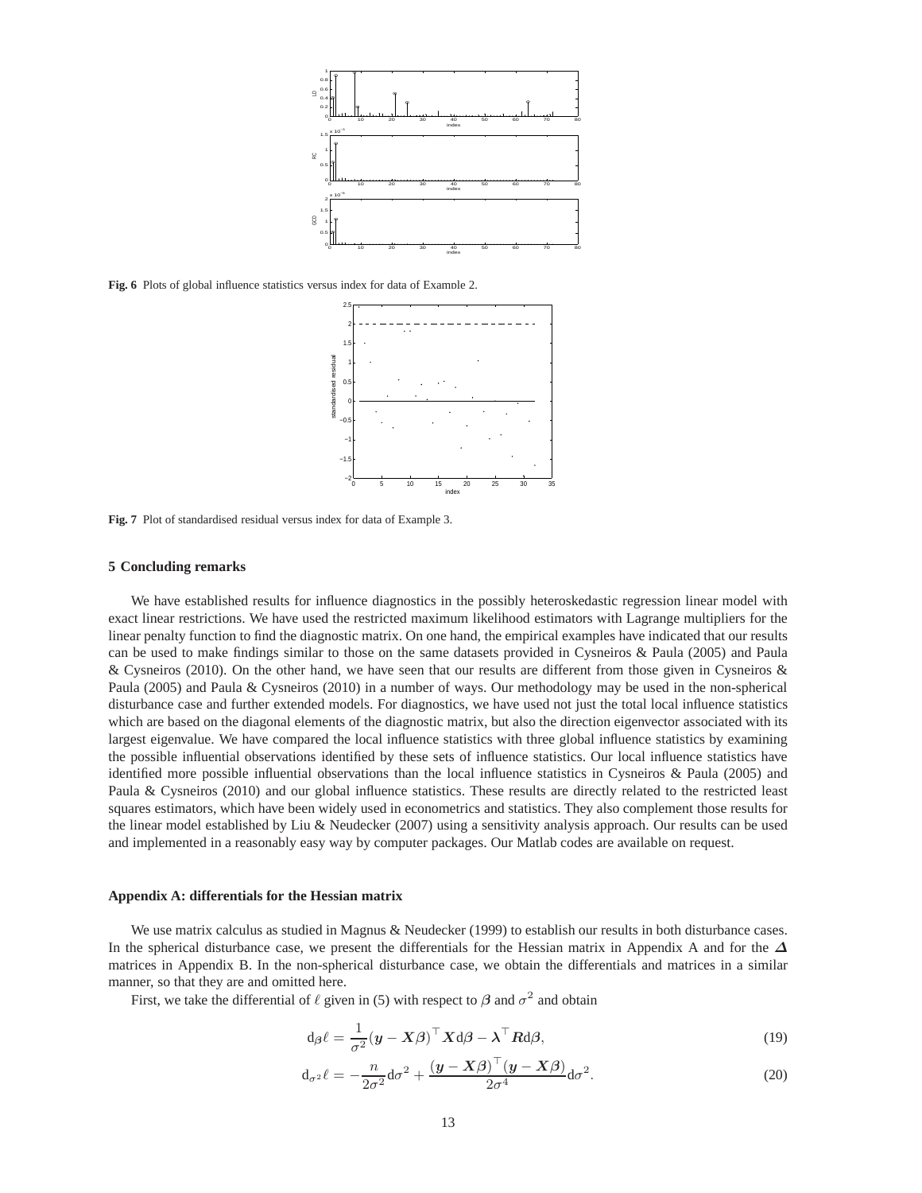Fig. 6 Plots of global influence statistics versus index for data of Example 2.

Fig. 7 Plot of standardised residual versus index for data of Example 3.

## 5 Concluding remarks

We have established results for influence diagnostics in the possibly heteroskedastic regression linear model with exact linear restrictions. We have used the restricted maximum likelihood estimators with Lagrange multipliers for the linear penalty function to find the diagnostic matrix. On one hand, the empirical examples have indicated that our results can be used to make findings similar to those on the same datasets provided in Cysneiros & Paula (2005) and Paula & Cysneiros (2010). On the other hand, we have seen that our results are different from those given in Cysneiros & Paula (2005) and Paula & Cysneiros (2010) in a number of ways. Our methodology may be used in the non-spherical disturbance case and further extended models. For diagnostics, we have used not just the total local influence statistics which are based on the diagonal elements of the diagnostic matrix, but also the direction eigenvector associated with its largest eigenvalue. We have compared the local influence statistics with three global influence statistics by examining the possible influential observations identified by these sets of influence statistics. Our local influence statistics have identified more possible influential observations than the local influence statistics in Cysneiros & Paula (2005) and Paula & Cysneiros (2010) and our global influence statistics. These results are directly related to the restricted least squares estimators, which have been widely used in econometrics and statistics. They also complement those results for the linear model established by Liu & Neudecker (2007) using a sensitivity analysis approach. Our results can be used and implemented in a reasonably easy way by computer packages. Our Matlab codes are available on request.

### Appendix A: differentials for the Hessian matrix

We use matrix calculus as studied in Magnus & Neudecker (1999) to establish our results in both disturbance cases. In the spherical disturbance case, we present the differentials for the Hessian matrix in Appendix A and for the $\boldsymbol{\Delta}$ matrices in Appendix B. In the non-spherical disturbance case, we obtain the differentials and matrices in a similar manner, so that they are and omitted here.

First, we take the differential of $\ell$ given in (5) with respect to $\boldsymbol{\beta}$ and $\sigma^2$ and obtain

$$\mathrm{d}_{\boldsymbol{\beta}}\ell = \frac{1}{\sigma^2}(\boldsymbol{y} - \boldsymbol{X}\boldsymbol{\beta})^\top \boldsymbol{X}\mathrm{d}\boldsymbol{\beta} - \boldsymbol{\lambda}^\top \boldsymbol{R}\mathrm{d}\boldsymbol{\beta}, \tag{19}$$

$$\mathrm{d}_{\sigma^2}\ell = -\frac{n}{2\sigma^2}\mathrm{d}\sigma^2 + \frac{(\boldsymbol{y} - \boldsymbol{X}\boldsymbol{\beta})^\top(\boldsymbol{y} - \boldsymbol{X}\boldsymbol{\beta})}{2\sigma^4}\mathrm{d}\sigma^2. \tag{20}$$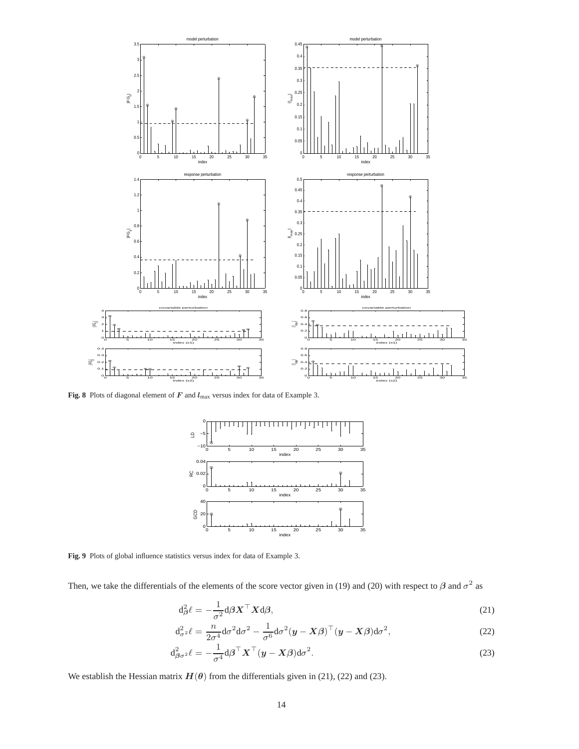**Fig. 8** Plots of diagonal element of $\boldsymbol{F}$ and $\boldsymbol{l}_{\max}$ versus index for data of Example 3.

**Fig. 9** Plots of global influence statistics versus index for data of Example 3.

Then, we take the differentials of the elements of the score vector given in (19) and (20) with respect to $\boldsymbol{\beta}$ and $\sigma^2$ as

$$\mathrm{d}^2_{\boldsymbol{\beta}}\ell = -\frac{1}{\sigma^2}\mathrm{d}\boldsymbol{\beta}\boldsymbol{X}^\top\boldsymbol{X}\mathrm{d}\boldsymbol{\beta}, \tag{21}$$

$$\mathrm{d}^2_{\sigma^2}\ell = \frac{n}{2\sigma^4}\mathrm{d}\sigma^2\mathrm{d}\sigma^2 - \frac{1}{\sigma^6}\mathrm{d}\sigma^2(\boldsymbol{y}-\boldsymbol{X}\boldsymbol{\beta})^\top(\boldsymbol{y}-\boldsymbol{X}\boldsymbol{\beta})\mathrm{d}\sigma^2, \tag{22}$$

$$\mathrm{d}^2_{\boldsymbol{\beta}\sigma^2}\ell = -\frac{1}{\sigma^4}\mathrm{d}\boldsymbol{\beta}^\top\boldsymbol{X}^\top(\boldsymbol{y}-\boldsymbol{X}\boldsymbol{\beta})\mathrm{d}\sigma^2. \tag{23}$$

We establish the Hessian matrix $\boldsymbol{H}(\boldsymbol{\theta})$ from the differentials given in (21), (22) and (23).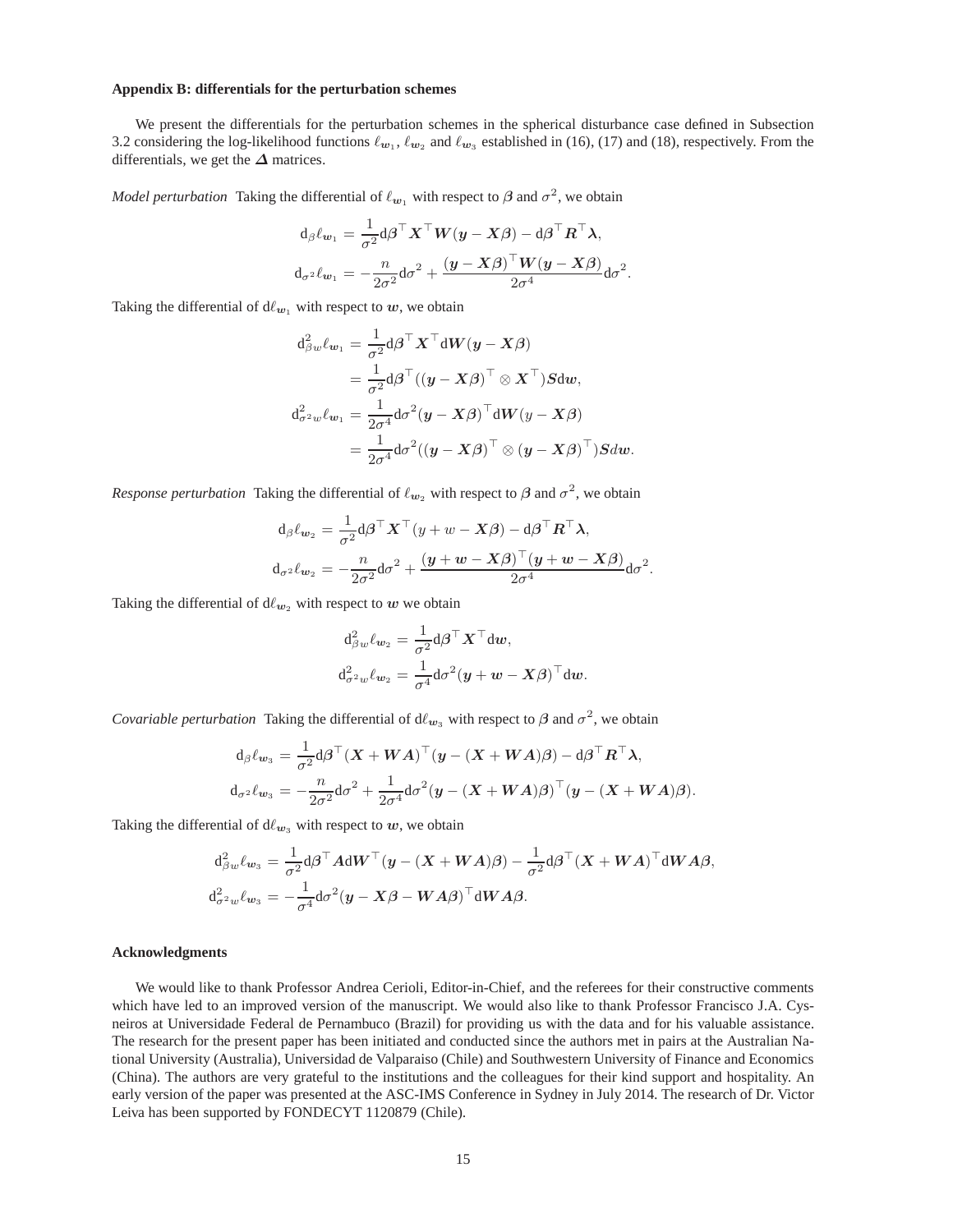**Appendix B: differentials for the perturbation schemes**

We present the differentials for the perturbation schemes in the spherical disturbance case defined in Subsection 3.2 considering the log-likelihood functions $\ell_{\boldsymbol{w}_1}$, $\ell_{\boldsymbol{w}_2}$ and $\ell_{\boldsymbol{w}_3}$ established in (16), (17) and (18), respectively. From the differentials, we get the $\boldsymbol{\Delta}$ matrices.

*Model perturbation* Taking the differential of $\ell_{\boldsymbol{w}_1}$ with respect to $\boldsymbol{\beta}$ and $\sigma^2$, we obtain

$$
\begin{aligned}
\mathrm{d}_{\beta}\ell_{\boldsymbol{w}_1} &= \frac{1}{\sigma^2}\mathrm{d}\boldsymbol{\beta}^\top \boldsymbol{X}^\top \boldsymbol{W}(\boldsymbol{y}-\boldsymbol{X}\boldsymbol{\beta}) - \mathrm{d}\boldsymbol{\beta}^\top \boldsymbol{R}^\top \boldsymbol{\lambda},\\
\mathrm{d}_{\sigma^2}\ell_{\boldsymbol{w}_1} &= -\frac{n}{2\sigma^2}\mathrm{d}\sigma^2 + \frac{(\boldsymbol{y}-\boldsymbol{X}\boldsymbol{\beta})^\top \boldsymbol{W}(\boldsymbol{y}-\boldsymbol{X}\boldsymbol{\beta})}{2\sigma^4}\mathrm{d}\sigma^2.
\end{aligned}
$$

Taking the differential of $\mathrm{d}\ell_{\boldsymbol{w}_1}$ with respect to $\boldsymbol{w}$, we obtain

$$
\begin{aligned}
\mathrm{d}^2_{\beta w}\ell_{\boldsymbol{w}_1} &= \frac{1}{\sigma^2}\mathrm{d}\boldsymbol{\beta}^\top \boldsymbol{X}^\top \mathrm{d}\boldsymbol{W}(\boldsymbol{y}-\boldsymbol{X}\boldsymbol{\beta})\\
&= \frac{1}{\sigma^2}\mathrm{d}\boldsymbol{\beta}^\top ((\boldsymbol{y}-\boldsymbol{X}\boldsymbol{\beta})^\top \otimes \boldsymbol{X}^\top)\boldsymbol{S}\mathrm{d}\boldsymbol{w},\\
\mathrm{d}^2_{\sigma^2 w}\ell_{\boldsymbol{w}_1} &= \frac{1}{2\sigma^4}\mathrm{d}\sigma^2 (\boldsymbol{y}-\boldsymbol{X}\boldsymbol{\beta})^\top \mathrm{d}\boldsymbol{W}(y-\boldsymbol{X}\boldsymbol{\beta})\\
&= \frac{1}{2\sigma^4}\mathrm{d}\sigma^2 ((\boldsymbol{y}-\boldsymbol{X}\boldsymbol{\beta})^\top \otimes (\boldsymbol{y}-\boldsymbol{X}\boldsymbol{\beta})^\top)\boldsymbol{S}d\boldsymbol{w}.
\end{aligned}
$$

*Response perturbation* Taking the differential of $\ell_{\boldsymbol{w}_2}$ with respect to $\boldsymbol{\beta}$ and $\sigma^2$, we obtain

$$
\begin{aligned}
\mathrm{d}_{\beta}\ell_{\boldsymbol{w}_2} &= \frac{1}{\sigma^2}\mathrm{d}\boldsymbol{\beta}^\top \boldsymbol{X}^\top (y+w-\boldsymbol{X}\boldsymbol{\beta}) - \mathrm{d}\boldsymbol{\beta}^\top \boldsymbol{R}^\top \boldsymbol{\lambda},\\
\mathrm{d}_{\sigma^2}\ell_{\boldsymbol{w}_2} &= -\frac{n}{2\sigma^2}\mathrm{d}\sigma^2 + \frac{(\boldsymbol{y}+\boldsymbol{w}-\boldsymbol{X}\boldsymbol{\beta})^\top (\boldsymbol{y}+\boldsymbol{w}-\boldsymbol{X}\boldsymbol{\beta})}{2\sigma^4}\mathrm{d}\sigma^2.
\end{aligned}
$$

Taking the differential of $\mathrm{d}\ell_{\boldsymbol{w}_2}$ with respect to $\boldsymbol{w}$ we obtain

$$
\begin{aligned}
\mathrm{d}^2_{\beta w}\ell_{\boldsymbol{w}_2} &= \frac{1}{\sigma^2}\mathrm{d}\boldsymbol{\beta}^\top \boldsymbol{X}^\top \mathrm{d}\boldsymbol{w},\\
\mathrm{d}^2_{\sigma^2 w}\ell_{\boldsymbol{w}_2} &= \frac{1}{\sigma^4}\mathrm{d}\sigma^2 (\boldsymbol{y}+\boldsymbol{w}-\boldsymbol{X}\boldsymbol{\beta})^\top \mathrm{d}\boldsymbol{w}.
\end{aligned}
$$

*Covariable perturbation* Taking the differential of $\mathrm{d}\ell_{\boldsymbol{w}_3}$ with respect to $\boldsymbol{\beta}$ and $\sigma^2$, we obtain

$$
\begin{aligned}
\mathrm{d}_{\beta}\ell_{\boldsymbol{w}_3} &= \frac{1}{\sigma^2}\mathrm{d}\boldsymbol{\beta}^\top (\boldsymbol{X}+\boldsymbol{W}\boldsymbol{A})^\top (\boldsymbol{y}-(\boldsymbol{X}+\boldsymbol{W}\boldsymbol{A})\boldsymbol{\beta}) - \mathrm{d}\boldsymbol{\beta}^\top \boldsymbol{R}^\top \boldsymbol{\lambda},\\
\mathrm{d}_{\sigma^2}\ell_{\boldsymbol{w}_3} &= -\frac{n}{2\sigma^2}\mathrm{d}\sigma^2 + \frac{1}{2\sigma^4}\mathrm{d}\sigma^2 (\boldsymbol{y}-(\boldsymbol{X}+\boldsymbol{W}\boldsymbol{A})\boldsymbol{\beta})^\top (\boldsymbol{y}-(\boldsymbol{X}+\boldsymbol{W}\boldsymbol{A})\boldsymbol{\beta}).
\end{aligned}
$$

Taking the differential of $\mathrm{d}\ell_{\boldsymbol{w}_3}$ with respect to $\boldsymbol{w}$, we obtain

$$
\begin{aligned}
\mathrm{d}^2_{\beta w}\ell_{\boldsymbol{w}_3} &= \frac{1}{\sigma^2}\mathrm{d}\boldsymbol{\beta}^\top \boldsymbol{A}\mathrm{d}\boldsymbol{W}^\top (\boldsymbol{y}-(\boldsymbol{X}+\boldsymbol{W}\boldsymbol{A})\boldsymbol{\beta}) - \frac{1}{\sigma^2}\mathrm{d}\boldsymbol{\beta}^\top (\boldsymbol{X}+\boldsymbol{W}\boldsymbol{A})^\top \mathrm{d}\boldsymbol{W}\boldsymbol{A}\boldsymbol{\beta},\\
\mathrm{d}^2_{\sigma^2 w}\ell_{\boldsymbol{w}_3} &= -\frac{1}{\sigma^4}\mathrm{d}\sigma^2 (\boldsymbol{y}-\boldsymbol{X}\boldsymbol{\beta}-\boldsymbol{W}\boldsymbol{A}\boldsymbol{\beta})^\top \mathrm{d}\boldsymbol{W}\boldsymbol{A}\boldsymbol{\beta}.
\end{aligned}
$$

**Acknowledgments**

We would like to thank Professor Andrea Cerioli, Editor-in-Chief, and the referees for their constructive comments which have led to an improved version of the manuscript. We would also like to thank Professor Francisco J.A. Cysneiros at Universidade Federal de Pernambuco (Brazil) for providing us with the data and for his valuable assistance. The research for the present paper has been initiated and conducted since the authors met in pairs at the Australian National University (Australia), Universidad de Valparaiso (Chile) and Southwestern University of Finance and Economics (China). The authors are very grateful to the institutions and the colleagues for their kind support and hospitality. An early version of the paper was presented at the ASC-IMS Conference in Sydney in July 2014. The research of Dr. Victor Leiva has been supported by FONDECYT 1120879 (Chile).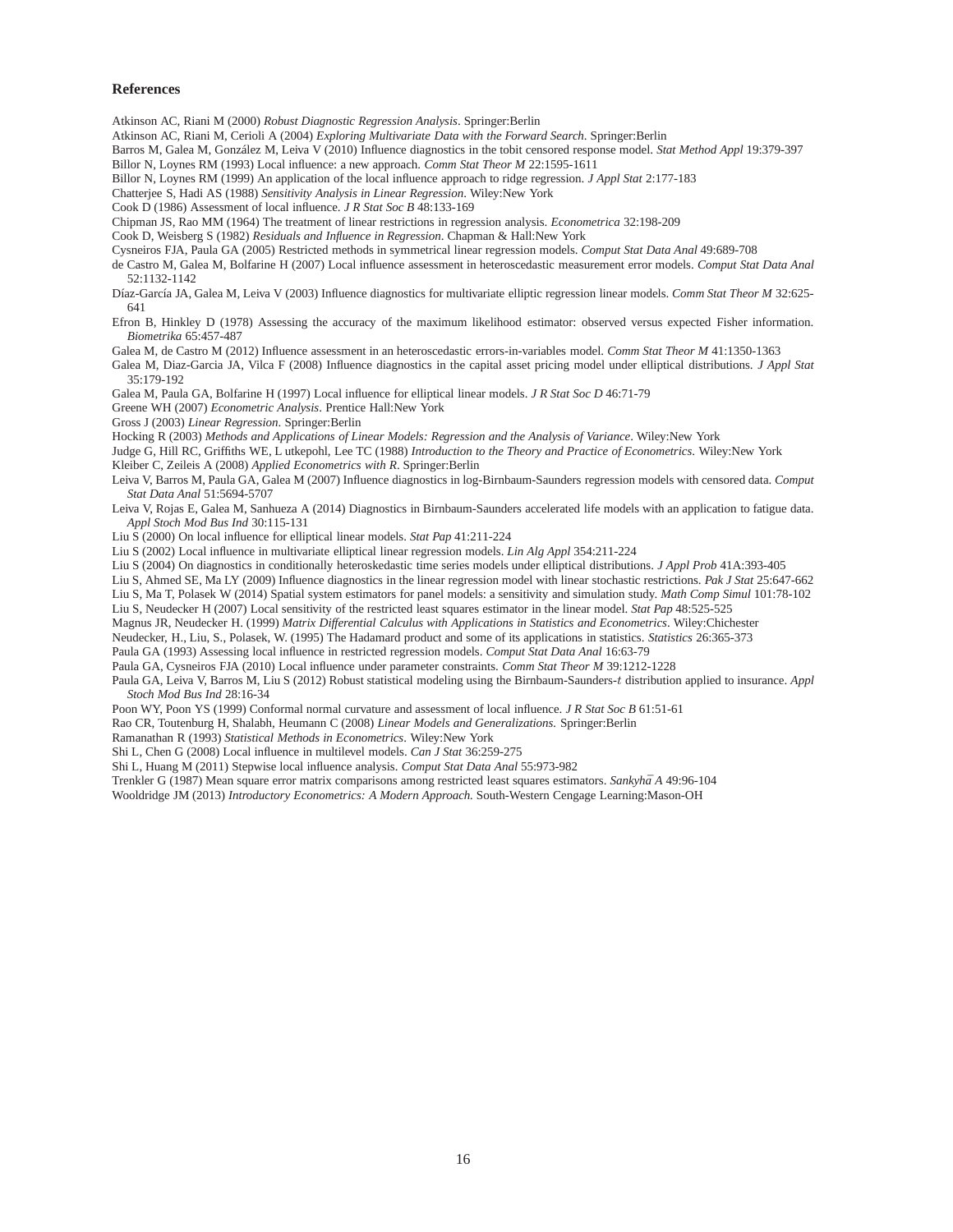## References

Atkinson AC, Riani M (2000) *Robust Diagnostic Regression Analysis*. Springer:Berlin

Atkinson AC, Riani M, Cerioli A (2004) *Exploring Multivariate Data with the Forward Search*. Springer:Berlin

Barros M, Galea M, González M, Leiva V (2010) Influence diagnostics in the tobit censored response model. *Stat Method Appl* 19:379-397

Billor N, Loynes RM (1993) Local influence: a new approach. *Comm Stat Theor M* 22:1595-1611

Billor N, Loynes RM (1999) An application of the local influence approach to ridge regression. *J Appl Stat* 2:177-183

Chatterjee S, Hadi AS (1988) *Sensitivity Analysis in Linear Regression*. Wiley:New York

Cook D (1986) Assessment of local influence. *J R Stat Soc B* 48:133-169

Chipman JS, Rao MM (1964) The treatment of linear restrictions in regression analysis. *Econometrica* 32:198-209

Cook D, Weisberg S (1982) *Residuals and Influence in Regression*. Chapman & Hall:New York

Cysneiros FJA, Paula GA (2005) Restricted methods in symmetrical linear regression models. *Comput Stat Data Anal* 49:689-708

de Castro M, Galea M, Bolfarine H (2007) Local influence assessment in heteroscedastic measurement error models. *Comput Stat Data Anal* 52:1132-1142

Díaz-García JA, Galea M, Leiva V (2003) Influence diagnostics for multivariate elliptic regression linear models. *Comm Stat Theor M* 32:625-641

Efron B, Hinkley D (1978) Assessing the accuracy of the maximum likelihood estimator: observed versus expected Fisher information. *Biometrika* 65:457-487

Galea M, de Castro M (2012) Influence assessment in an heteroscedastic errors-in-variables model. *Comm Stat Theor M* 41:1350-1363

Galea M, Diaz-Garcia JA, Vilca F (2008) Influence diagnostics in the capital asset pricing model under elliptical distributions. *J Appl Stat* 35:179-192

Galea M, Paula GA, Bolfarine H (1997) Local influence for elliptical linear models. *J R Stat Soc D* 46:71-79

Greene WH (2007) *Econometric Analysis*. Prentice Hall:New York

Gross J (2003) *Linear Regression*. Springer:Berlin

Hocking R (2003) *Methods and Applications of Linear Models: Regression and the Analysis of Variance*. Wiley:New York

Judge G, Hill RC, Griffiths WE, L utkepohl, Lee TC (1988) *Introduction to the Theory and Practice of Econometrics*. Wiley:New York

Kleiber C, Zeileis A (2008) *Applied Econometrics with R*. Springer:Berlin

Leiva V, Barros M, Paula GA, Galea M (2007) Influence diagnostics in log-Birnbaum-Saunders regression models with censored data. *Comput Stat Data Anal* 51:5694-5707

Leiva V, Rojas E, Galea M, Sanhueza A (2014) Diagnostics in Birnbaum-Saunders accelerated life models with an application to fatigue data. *Appl Stoch Mod Bus Ind* 30:115-131

Liu S (2000) On local influence for elliptical linear models. *Stat Pap* 41:211-224

Liu S (2002) Local influence in multivariate elliptical linear regression models. *Lin Alg Appl* 354:211-224

Liu S (2004) On diagnostics in conditionally heteroskedastic time series models under elliptical distributions. *J Appl Prob* 41A:393-405

Liu S, Ahmed SE, Ma LY (2009) Influence diagnostics in the linear regression model with linear stochastic restrictions. *Pak J Stat* 25:647-662

Liu S, Ma T, Polasek W (2014) Spatial system estimators for panel models: a sensitivity and simulation study. *Math Comp Simul* 101:78-102

Liu S, Neudecker H (2007) Local sensitivity of the restricted least squares estimator in the linear model. *Stat Pap* 48:525-525

Magnus JR, Neudecker H. (1999) *Matrix Differential Calculus with Applications in Statistics and Econometrics*. Wiley:Chichester

Neudecker, H., Liu, S., Polasek, W. (1995) The Hadamard product and some of its applications in statistics. *Statistics* 26:365-373

Paula GA (1993) Assessing local influence in restricted regression models. *Comput Stat Data Anal* 16:63-79

Paula GA, Cysneiros FJA (2010) Local influence under parameter constraints. *Comm Stat Theor M* 39:1212-1228

Paula GA, Leiva V, Barros M, Liu S (2012) Robust statistical modeling using the Birnbaum-Saunders-$t$ distribution applied to insurance. *Appl Stoch Mod Bus Ind* 28:16-34

Poon WY, Poon YS (1999) Conformal normal curvature and assessment of local influence. *J R Stat Soc B* 61:51-61

Rao CR, Toutenburg H, Shalabh, Heumann C (2008) *Linear Models and Generalizations*. Springer:Berlin

Ramanathan R (1993) *Statistical Methods in Econometrics*. Wiley:New York

Shi L, Chen G (2008) Local influence in multilevel models. *Can J Stat* 36:259-275

Shi L, Huang M (2011) Stepwise local influence analysis. *Comput Stat Data Anal* 55:973-982

Trenkler G (1987) Mean square error matrix comparisons among restricted least squares estimators. *Sankhyā A* 49:96-104

Wooldridge JM (2013) *Introductory Econometrics: A Modern Approach*. South-Western Cengage Learning:Mason-OH